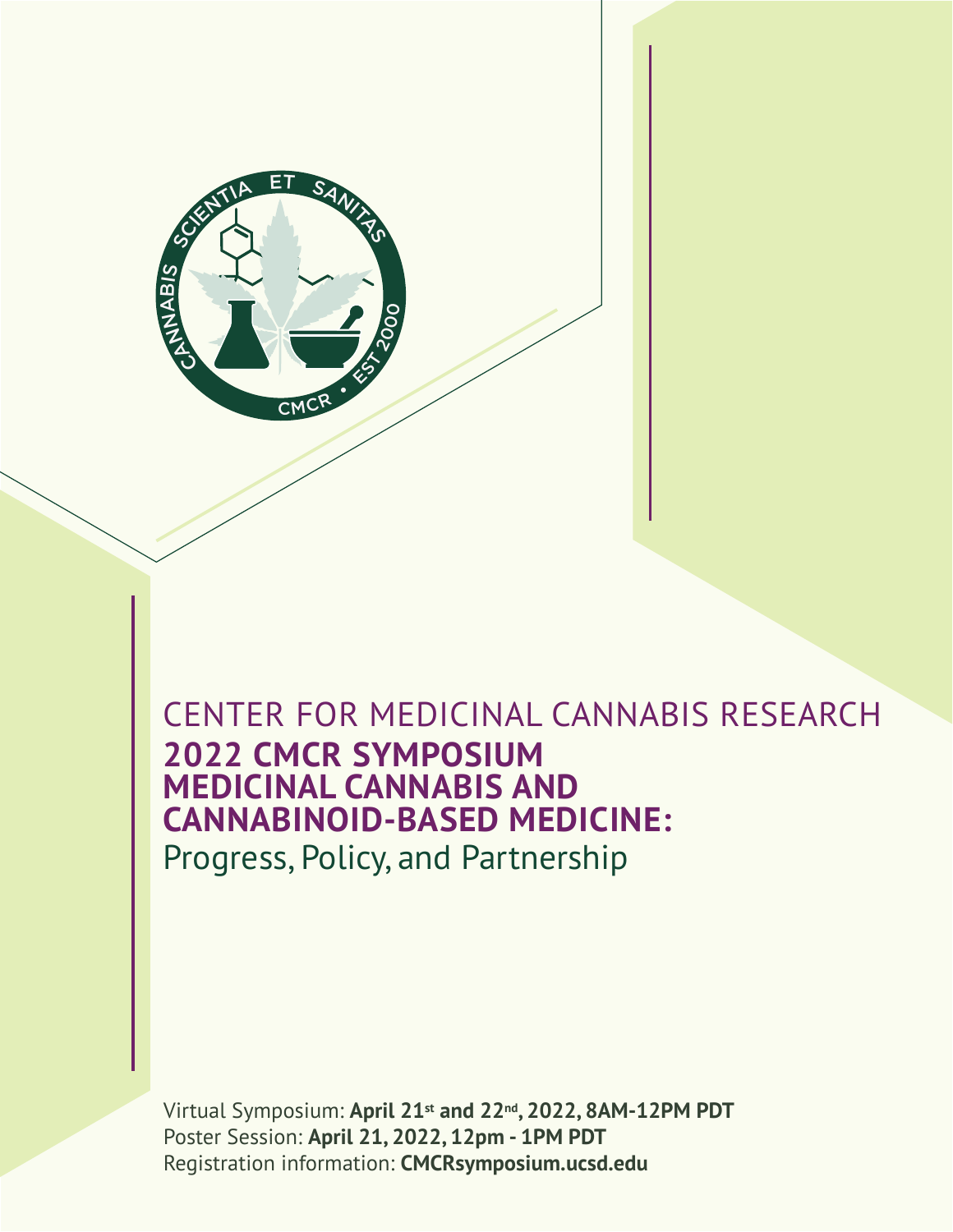CENTER FOR MEDICINAL CANNABIS RESEARCH

# 2022 CMCR SYMPOSIUM MEDICINAL CANNABIS AND CANNABINOID-BASED MEDICINE:

Progress, Policy, and Partnership

Virtual Symposium: **April 21st and 22nd, 2022, 8AM-12PM PDT**
Poster Session: **April 21, 2022, 12pm - 1PM PDT**
Registration information: **CMCRsymposium.ucsd.edu**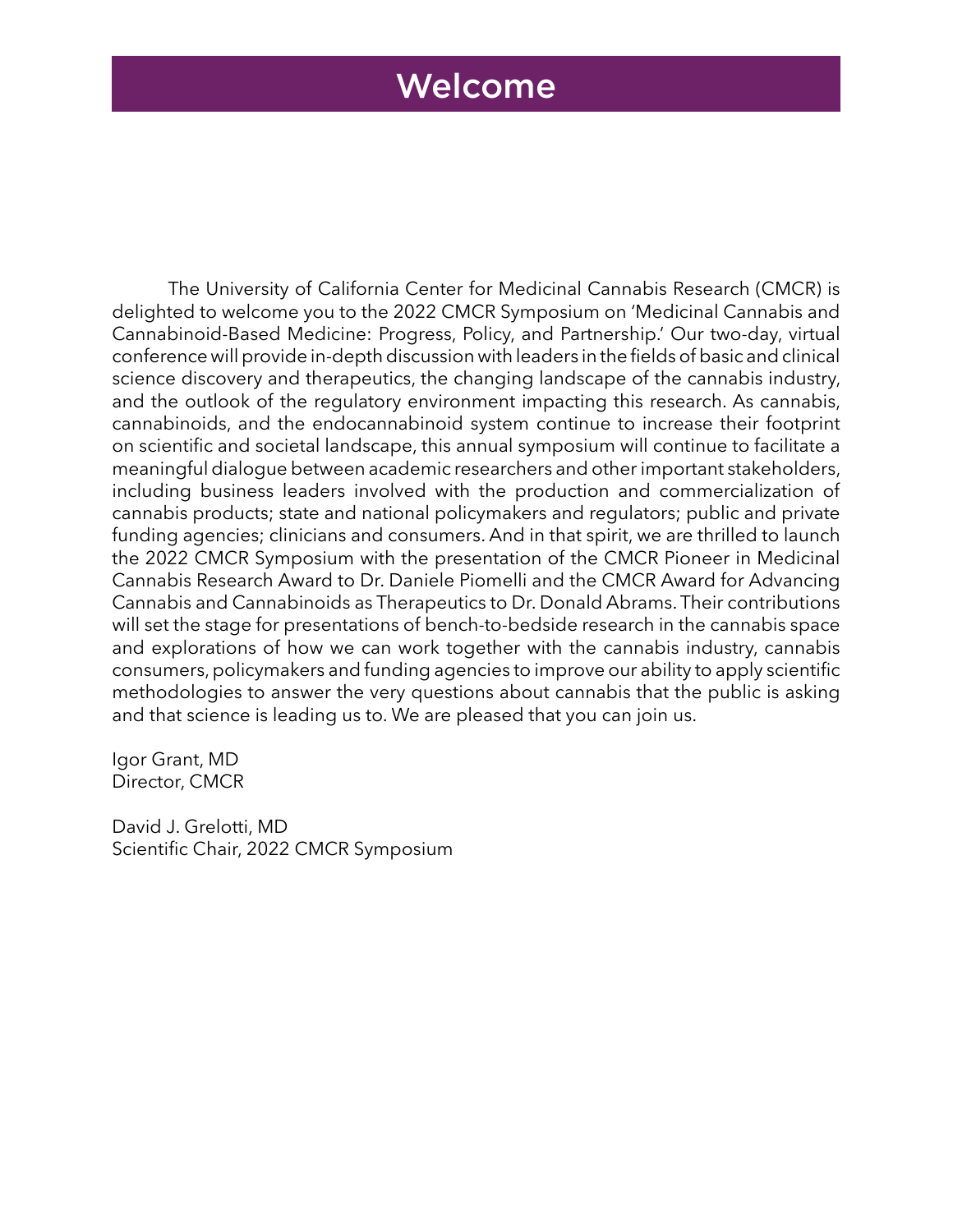# Welcome

The University of California Center for Medicinal Cannabis Research (CMCR) is delighted to welcome you to the 2022 CMCR Symposium on 'Medicinal Cannabis and Cannabinoid-Based Medicine: Progress, Policy, and Partnership.' Our two-day, virtual conference will provide in-depth discussion with leaders in the fields of basic and clinical science discovery and therapeutics, the changing landscape of the cannabis industry, and the outlook of the regulatory environment impacting this research. As cannabis, cannabinoids, and the endocannabinoid system continue to increase their footprint on scientific and societal landscape, this annual symposium will continue to facilitate a meaningful dialogue between academic researchers and other important stakeholders, including business leaders involved with the production and commercialization of cannabis products; state and national policymakers and regulators; public and private funding agencies; clinicians and consumers. And in that spirit, we are thrilled to launch the 2022 CMCR Symposium with the presentation of the CMCR Pioneer in Medicinal Cannabis Research Award to Dr. Daniele Piomelli and the CMCR Award for Advancing Cannabis and Cannabinoids as Therapeutics to Dr. Donald Abrams. Their contributions will set the stage for presentations of bench-to-bedside research in the cannabis space and explorations of how we can work together with the cannabis industry, cannabis consumers, policymakers and funding agencies to improve our ability to apply scientific methodologies to answer the very questions about cannabis that the public is asking and that science is leading us to. We are pleased that you can join us.

Igor Grant, MD
Director, CMCR

David J. Grelotti, MD
Scientific Chair, 2022 CMCR Symposium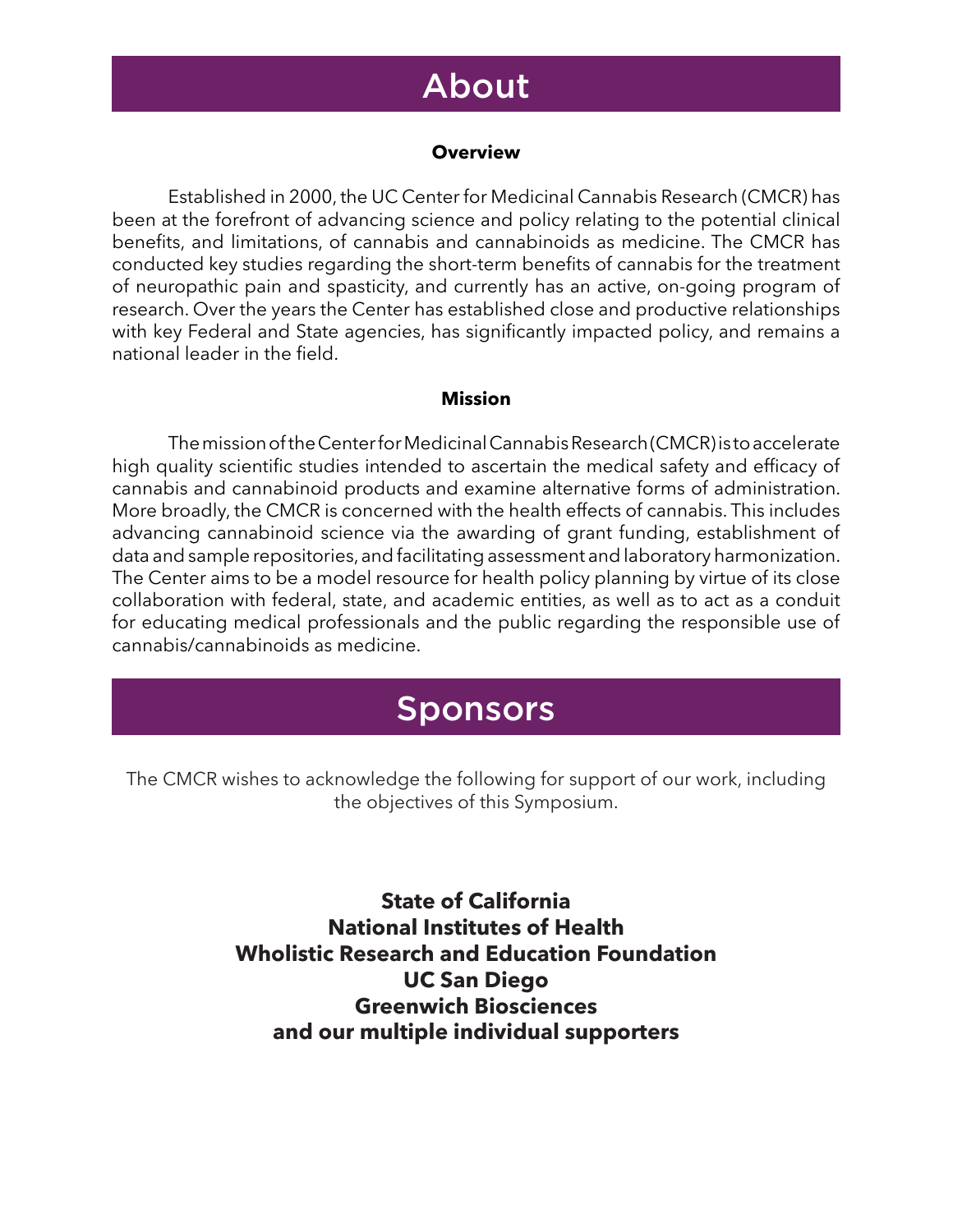# About

### Overview

Established in 2000, the UC Center for Medicinal Cannabis Research (CMCR) has been at the forefront of advancing science and policy relating to the potential clinical benefits, and limitations, of cannabis and cannabinoids as medicine. The CMCR has conducted key studies regarding the short-term benefits of cannabis for the treatment of neuropathic pain and spasticity, and currently has an active, on-going program of research. Over the years the Center has established close and productive relationships with key Federal and State agencies, has significantly impacted policy, and remains a national leader in the field.

### Mission

The mission of the Center for Medicinal Cannabis Research (CMCR) is to accelerate high quality scientific studies intended to ascertain the medical safety and efficacy of cannabis and cannabinoid products and examine alternative forms of administration. More broadly, the CMCR is concerned with the health effects of cannabis. This includes advancing cannabinoid science via the awarding of grant funding, establishment of data and sample repositories, and facilitating assessment and laboratory harmonization. The Center aims to be a model resource for health policy planning by virtue of its close collaboration with federal, state, and academic entities, as well as to act as a conduit for educating medical professionals and the public regarding the responsible use of cannabis/cannabinoids as medicine.

# Sponsors

The CMCR wishes to acknowledge the following for support of our work, including the objectives of this Symposium.

**State of California**
**National Institutes of Health**
**Wholistic Research and Education Foundation**
**UC San Diego**
**Greenwich Biosciences**
**and our multiple individual supporters**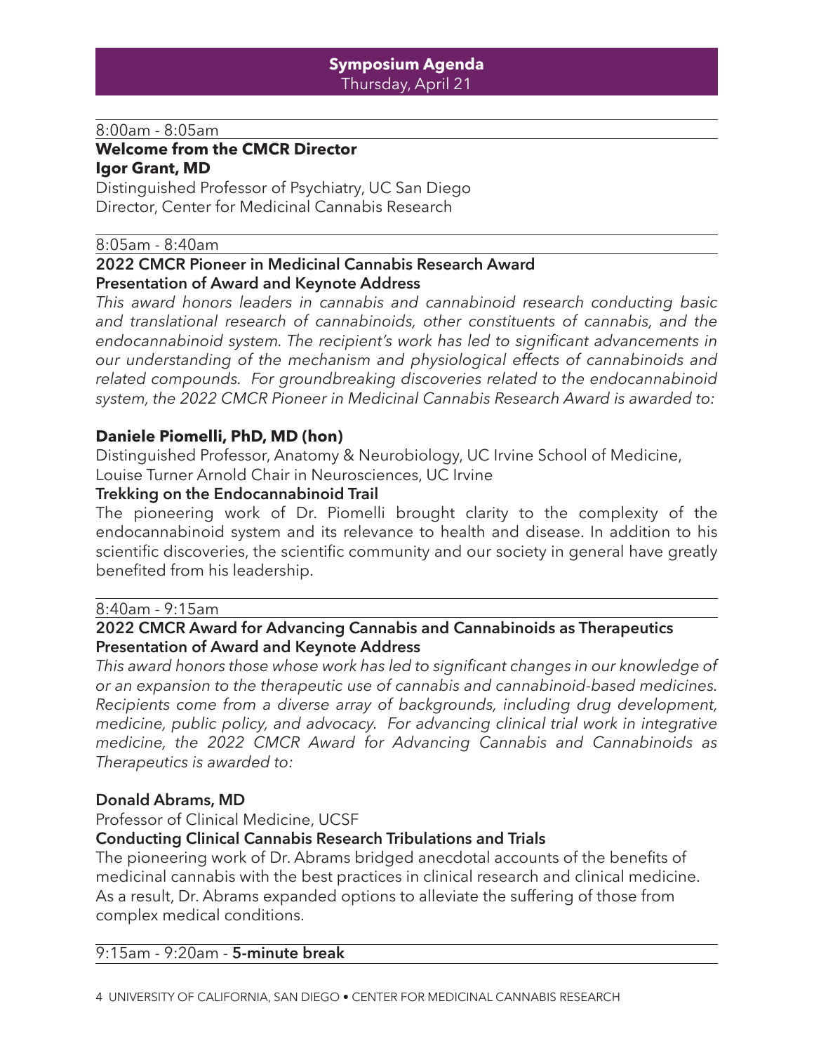## Symposium Agenda

Thursday, April 21

8:00am - 8:05am

**Welcome from the CMCR Director**

**Igor Grant, MD**

Distinguished Professor of Psychiatry, UC San Diego
Director, Center for Medicinal Cannabis Research

8:05am - 8:40am

**2022 CMCR Pioneer in Medicinal Cannabis Research Award**
**Presentation of Award and Keynote Address**

*This award honors leaders in cannabis and cannabinoid research conducting basic and translational research of cannabinoids, other constituents of cannabis, and the endocannabinoid system. The recipient's work has led to significant advancements in our understanding of the mechanism and physiological effects of cannabinoids and related compounds. For groundbreaking discoveries related to the endocannabinoid system, the 2022 CMCR Pioneer in Medicinal Cannabis Research Award is awarded to:*

**Daniele Piomelli, PhD, MD (hon)**

Distinguished Professor, Anatomy & Neurobiology, UC Irvine School of Medicine,
Louise Turner Arnold Chair in Neurosciences, UC Irvine

**Trekking on the Endocannabinoid Trail**

The pioneering work of Dr. Piomelli brought clarity to the complexity of the endocannabinoid system and its relevance to health and disease. In addition to his scientific discoveries, the scientific community and our society in general have greatly benefited from his leadership.

8:40am - 9:15am

**2022 CMCR Award for Advancing Cannabis and Cannabinoids as Therapeutics**
**Presentation of Award and Keynote Address**

*This award honors those whose work has led to significant changes in our knowledge of or an expansion to the therapeutic use of cannabis and cannabinoid-based medicines. Recipients come from a diverse array of backgrounds, including drug development, medicine, public policy, and advocacy. For advancing clinical trial work in integrative medicine, the 2022 CMCR Award for Advancing Cannabis and Cannabinoids as Therapeutics is awarded to:*

**Donald Abrams, MD**

Professor of Clinical Medicine, UCSF

**Conducting Clinical Cannabis Research Tribulations and Trials**

The pioneering work of Dr. Abrams bridged anecdotal accounts of the benefits of medicinal cannabis with the best practices in clinical research and clinical medicine. As a result, Dr. Abrams expanded options to alleviate the suffering of those from complex medical conditions.

9:15am - 9:20am - **5-minute break**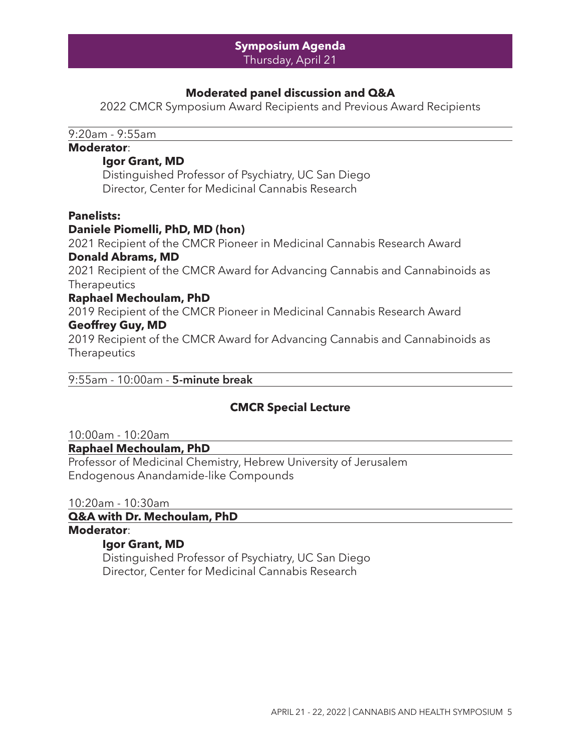## Symposium Agenda
Thursday, April 21

### Moderated panel discussion and Q&A

2022 CMCR Symposium Award Recipients and Previous Award Recipients

9:20am - 9:55am

**Moderator**:

**Igor Grant, MD**
Distinguished Professor of Psychiatry, UC San Diego
Director, Center for Medicinal Cannabis Research

**Panelists:**

**Daniele Piomelli, PhD, MD (hon)**
2021 Recipient of the CMCR Pioneer in Medicinal Cannabis Research Award

**Donald Abrams, MD**
2021 Recipient of the CMCR Award for Advancing Cannabis and Cannabinoids as Therapeutics

**Raphael Mechoulam, PhD**
2019 Recipient of the CMCR Pioneer in Medicinal Cannabis Research Award

**Geoffrey Guy, MD**
2019 Recipient of the CMCR Award for Advancing Cannabis and Cannabinoids as Therapeutics

9:55am - 10:00am - **5-minute break**

### CMCR Special Lecture

10:00am - 10:20am

**Raphael Mechoulam, PhD**
Professor of Medicinal Chemistry, Hebrew University of Jerusalem
Endogenous Anandamide-like Compounds

10:20am - 10:30am

**Q&A with Dr. Mechoulam, PhD**

**Moderator**:

**Igor Grant, MD**
Distinguished Professor of Psychiatry, UC San Diego
Director, Center for Medicinal Cannabis Research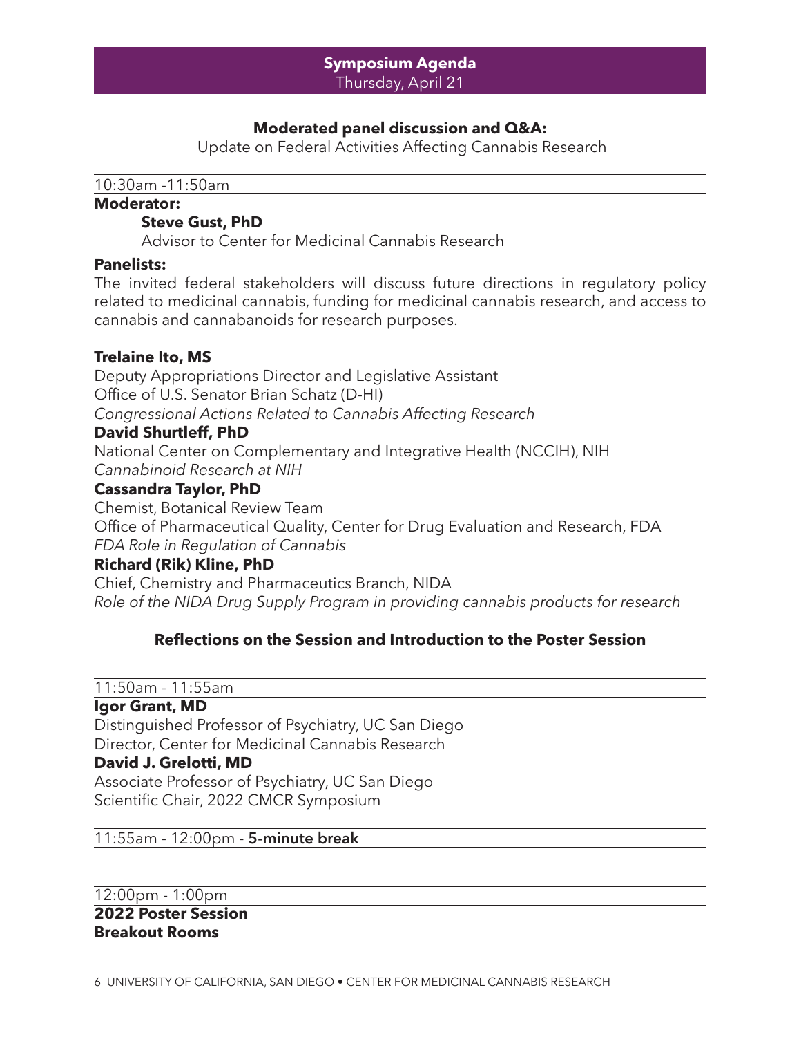## Symposium Agenda
Thursday, April 21

### Moderated panel discussion and Q&A:
Update on Federal Activities Affecting Cannabis Research

10:30am -11:50am

**Moderator:**

**Steve Gust, PhD**
Advisor to Center for Medicinal Cannabis Research

**Panelists:**

The invited federal stakeholders will discuss future directions in regulatory policy related to medicinal cannabis, funding for medicinal cannabis research, and access to cannabis and cannabanoids for research purposes.

**Trelaine Ito, MS**
Deputy Appropriations Director and Legislative Assistant
Office of U.S. Senator Brian Schatz (D-HI)
*Congressional Actions Related to Cannabis Affecting Research*

**David Shurtleff, PhD**
National Center on Complementary and Integrative Health (NCCIH), NIH
*Cannabinoid Research at NIH*

**Cassandra Taylor, PhD**
Chemist, Botanical Review Team
Office of Pharmaceutical Quality, Center for Drug Evaluation and Research, FDA
*FDA Role in Regulation of Cannabis*

**Richard (Rik) Kline, PhD**
Chief, Chemistry and Pharmaceutics Branch, NIDA
*Role of the NIDA Drug Supply Program in providing cannabis products for research*

### Reflections on the Session and Introduction to the Poster Session

11:50am - 11:55am

**Igor Grant, MD**
Distinguished Professor of Psychiatry, UC San Diego
Director, Center for Medicinal Cannabis Research

**David J. Grelotti, MD**
Associate Professor of Psychiatry, UC San Diego
Scientific Chair, 2022 CMCR Symposium

11:55am - 12:00pm - **5-minute break**

12:00pm - 1:00pm

**2022 Poster Session**
**Breakout Rooms**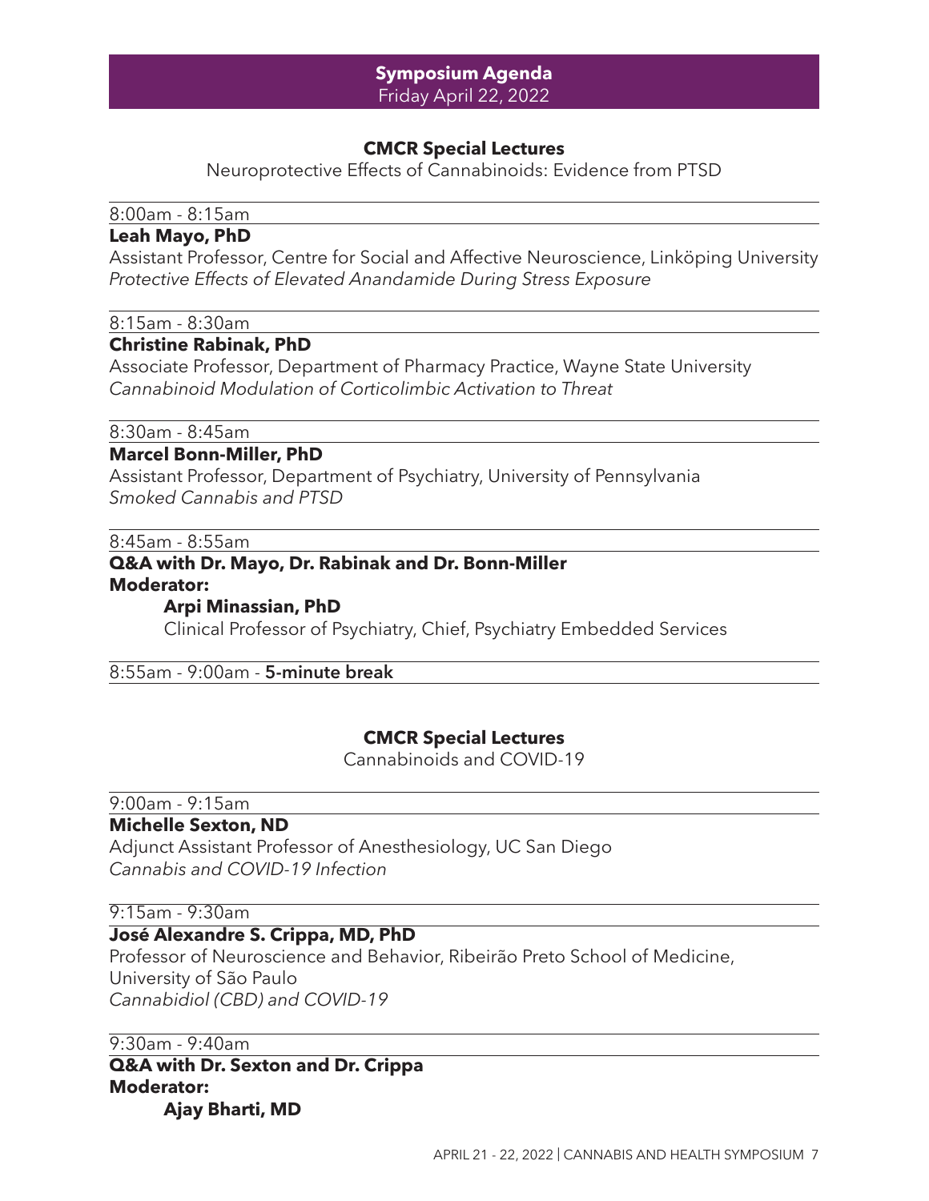## Symposium Agenda
Friday April 22, 2022

### CMCR Special Lectures
Neuroprotective Effects of Cannabinoids: Evidence from PTSD

8:00am - 8:15am
**Leah Mayo, PhD**
Assistant Professor, Centre for Social and Affective Neuroscience, Linköping University
*Protective Effects of Elevated Anandamide During Stress Exposure*

8:15am - 8:30am
**Christine Rabinak, PhD**
Associate Professor, Department of Pharmacy Practice, Wayne State University
*Cannabinoid Modulation of Corticolimbic Activation to Threat*

8:30am - 8:45am
**Marcel Bonn-Miller, PhD**
Assistant Professor, Department of Psychiatry, University of Pennsylvania
*Smoked Cannabis and PTSD*

8:45am - 8:55am
**Q&A with Dr. Mayo, Dr. Rabinak and Dr. Bonn-Miller**
**Moderator:**
**Arpi Minassian, PhD**
Clinical Professor of Psychiatry, Chief, Psychiatry Embedded Services

8:55am - 9:00am - **5-minute break**

### CMCR Special Lectures
Cannabinoids and COVID-19

9:00am - 9:15am
**Michelle Sexton, ND**
Adjunct Assistant Professor of Anesthesiology, UC San Diego
*Cannabis and COVID-19 Infection*

9:15am - 9:30am
**José Alexandre S. Crippa, MD, PhD**
Professor of Neuroscience and Behavior, Ribeirão Preto School of Medicine, University of São Paulo
*Cannabidiol (CBD) and COVID-19*

9:30am - 9:40am
**Q&A with Dr. Sexton and Dr. Crippa**
**Moderator:**
**Ajay Bharti, MD**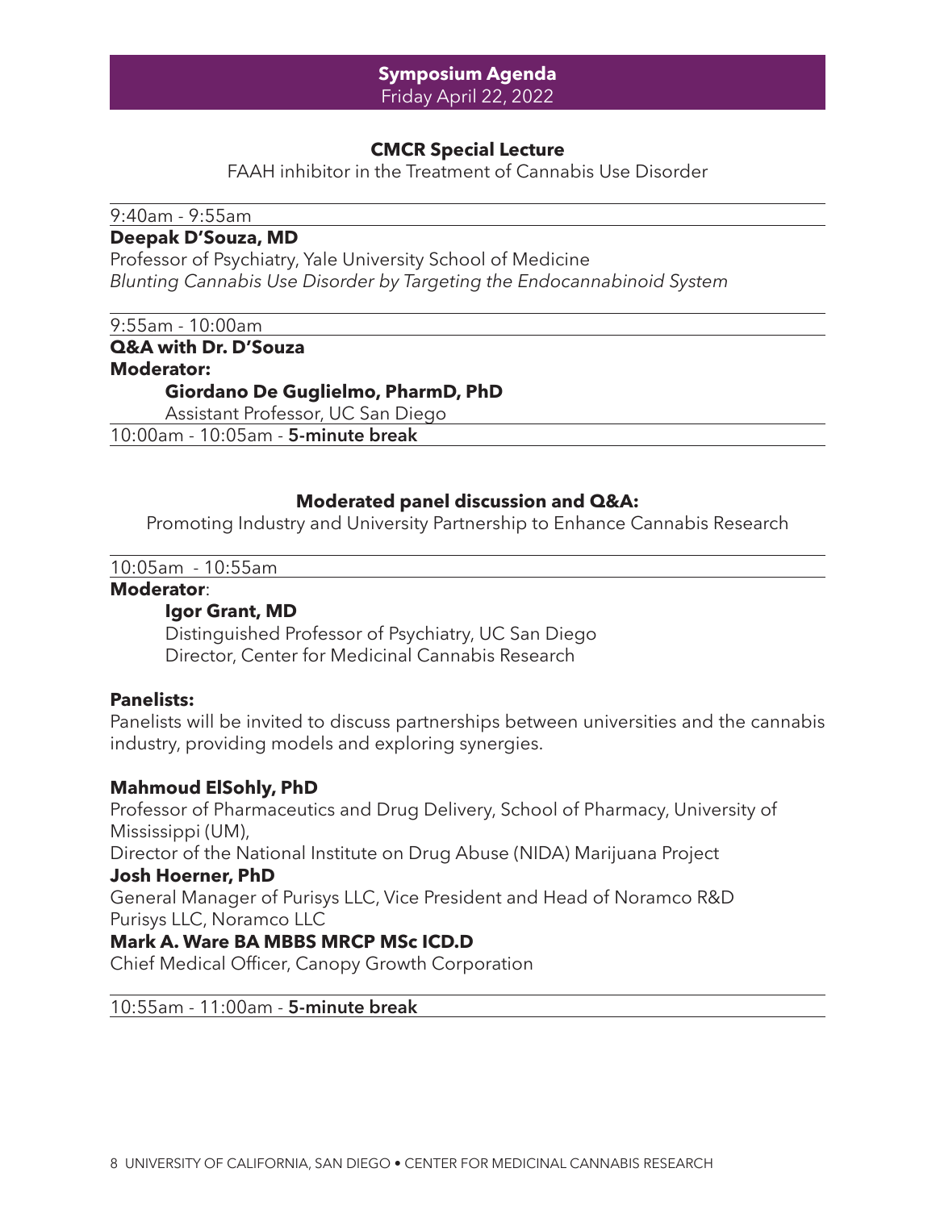## Symposium Agenda

Friday April 22, 2022

### CMCR Special Lecture

FAAH inhibitor in the Treatment of Cannabis Use Disorder

9:40am - 9:55am

**Deepak D'Souza, MD**
Professor of Psychiatry, Yale University School of Medicine
*Blunting Cannabis Use Disorder by Targeting the Endocannabinoid System*

9:55am - 10:00am

**Q&A with Dr. D'Souza**
**Moderator:**
**Giordano De Guglielmo, PharmD, PhD**
Assistant Professor, UC San Diego

10:00am - 10:05am - **5-minute break**

### Moderated panel discussion and Q&A:

Promoting Industry and University Partnership to Enhance Cannabis Research

10:05am - 10:55am

**Moderator**:
**Igor Grant, MD**
Distinguished Professor of Psychiatry, UC San Diego
Director, Center for Medicinal Cannabis Research

**Panelists:**
Panelists will be invited to discuss partnerships between universities and the cannabis industry, providing models and exploring synergies.

**Mahmoud ElSohly, PhD**
Professor of Pharmaceutics and Drug Delivery, School of Pharmacy, University of Mississippi (UM),
Director of the National Institute on Drug Abuse (NIDA) Marijuana Project

**Josh Hoerner, PhD**
General Manager of Purisys LLC, Vice President and Head of Noramco R&D
Purisys LLC, Noramco LLC

**Mark A. Ware BA MBBS MRCP MSc ICD.D**
Chief Medical Officer, Canopy Growth Corporation

10:55am - 11:00am - **5-minute break**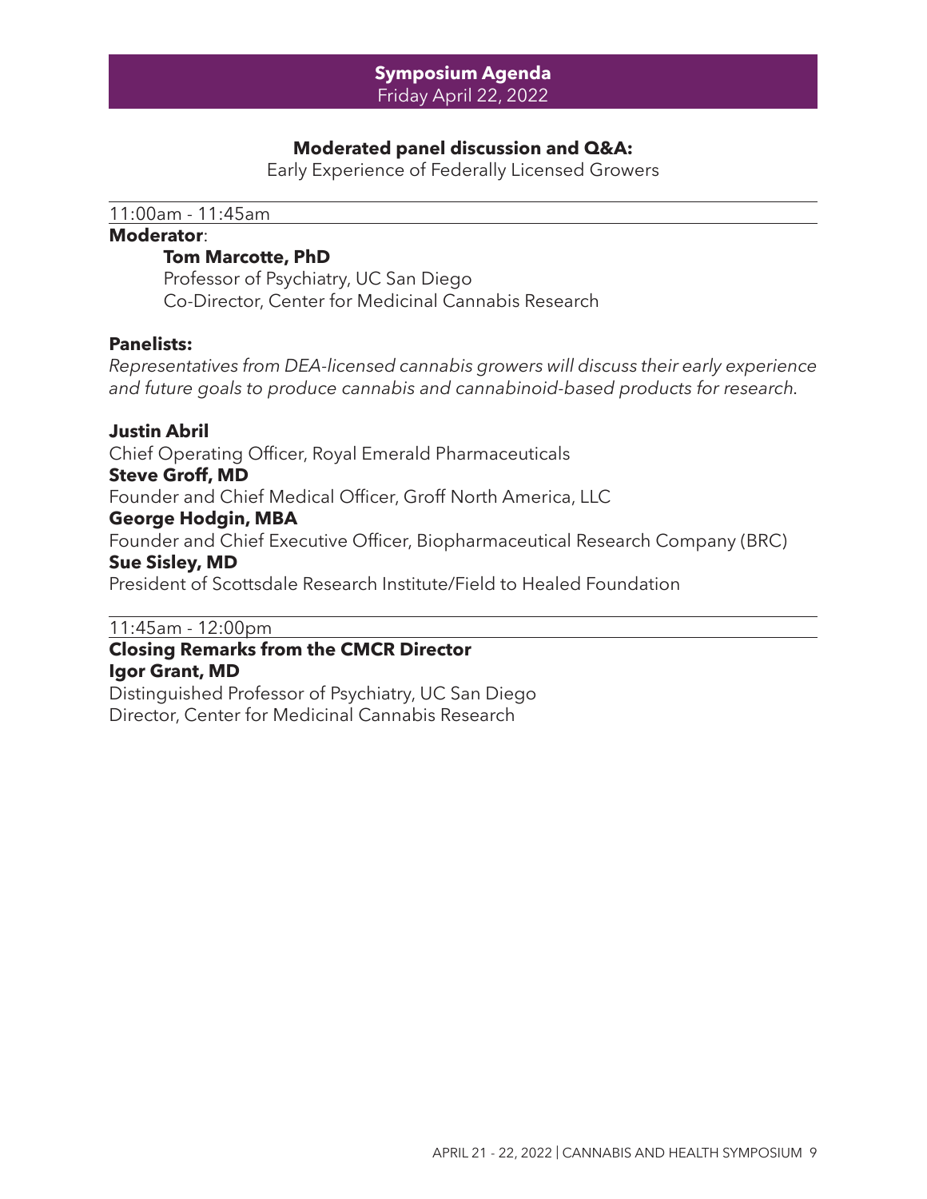## Symposium Agenda

Friday April 22, 2022

### Moderated panel discussion and Q&A:

Early Experience of Federally Licensed Growers

11:00am - 11:45am

**Moderator**:

**Tom Marcotte, PhD**
Professor of Psychiatry, UC San Diego
Co-Director, Center for Medicinal Cannabis Research

**Panelists:**

*Representatives from DEA-licensed cannabis growers will discuss their early experience and future goals to produce cannabis and cannabinoid-based products for research.*

**Justin Abril**
Chief Operating Officer, Royal Emerald Pharmaceuticals

**Steve Groff, MD**
Founder and Chief Medical Officer, Groff North America, LLC

**George Hodgin, MBA**
Founder and Chief Executive Officer, Biopharmaceutical Research Company (BRC)

**Sue Sisley, MD**
President of Scottsdale Research Institute/Field to Healed Foundation

11:45am - 12:00pm

**Closing Remarks from the CMCR Director**

**Igor Grant, MD**
Distinguished Professor of Psychiatry, UC San Diego
Director, Center for Medicinal Cannabis Research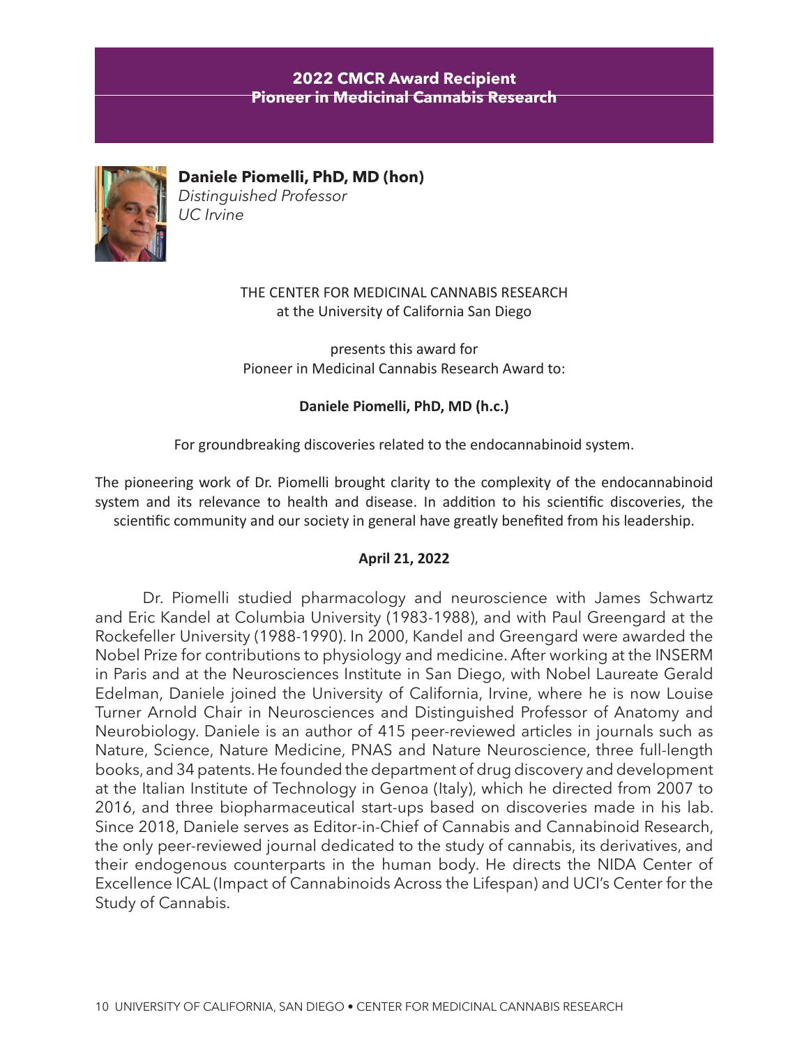## 2022 CMCR Award Recipient
## Pioneer in Medicinal Cannabis Research

**Daniele Piomelli, PhD, MD (hon)**
*Distinguished Professor*
*UC Irvine*

THE CENTER FOR MEDICINAL CANNABIS RESEARCH
at the University of California San Diego

presents this award for
Pioneer in Medicinal Cannabis Research Award to:

**Daniele Piomelli, PhD, MD (h.c.)**

For groundbreaking discoveries related to the endocannabinoid system.

The pioneering work of Dr. Piomelli brought clarity to the complexity of the endocannabinoid system and its relevance to health and disease. In addition to his scientific discoveries, the scientific community and our society in general have greatly benefited from his leadership.

**April 21, 2022**

Dr. Piomelli studied pharmacology and neuroscience with James Schwartz and Eric Kandel at Columbia University (1983-1988), and with Paul Greengard at the Rockefeller University (1988-1990). In 2000, Kandel and Greengard were awarded the Nobel Prize for contributions to physiology and medicine. After working at the INSERM in Paris and at the Neurosciences Institute in San Diego, with Nobel Laureate Gerald Edelman, Daniele joined the University of California, Irvine, where he is now Louise Turner Arnold Chair in Neurosciences and Distinguished Professor of Anatomy and Neurobiology. Daniele is an author of 415 peer-reviewed articles in journals such as Nature, Science, Nature Medicine, PNAS and Nature Neuroscience, three full-length books, and 34 patents. He founded the department of drug discovery and development at the Italian Institute of Technology in Genoa (Italy), which he directed from 2007 to 2016, and three biopharmaceutical start-ups based on discoveries made in his lab. Since 2018, Daniele serves as Editor-in-Chief of Cannabis and Cannabinoid Research, the only peer-reviewed journal dedicated to the study of cannabis, its derivatives, and their endogenous counterparts in the human body. He directs the NIDA Center of Excellence ICAL (Impact of Cannabinoids Across the Lifespan) and UCI's Center for the Study of Cannabis.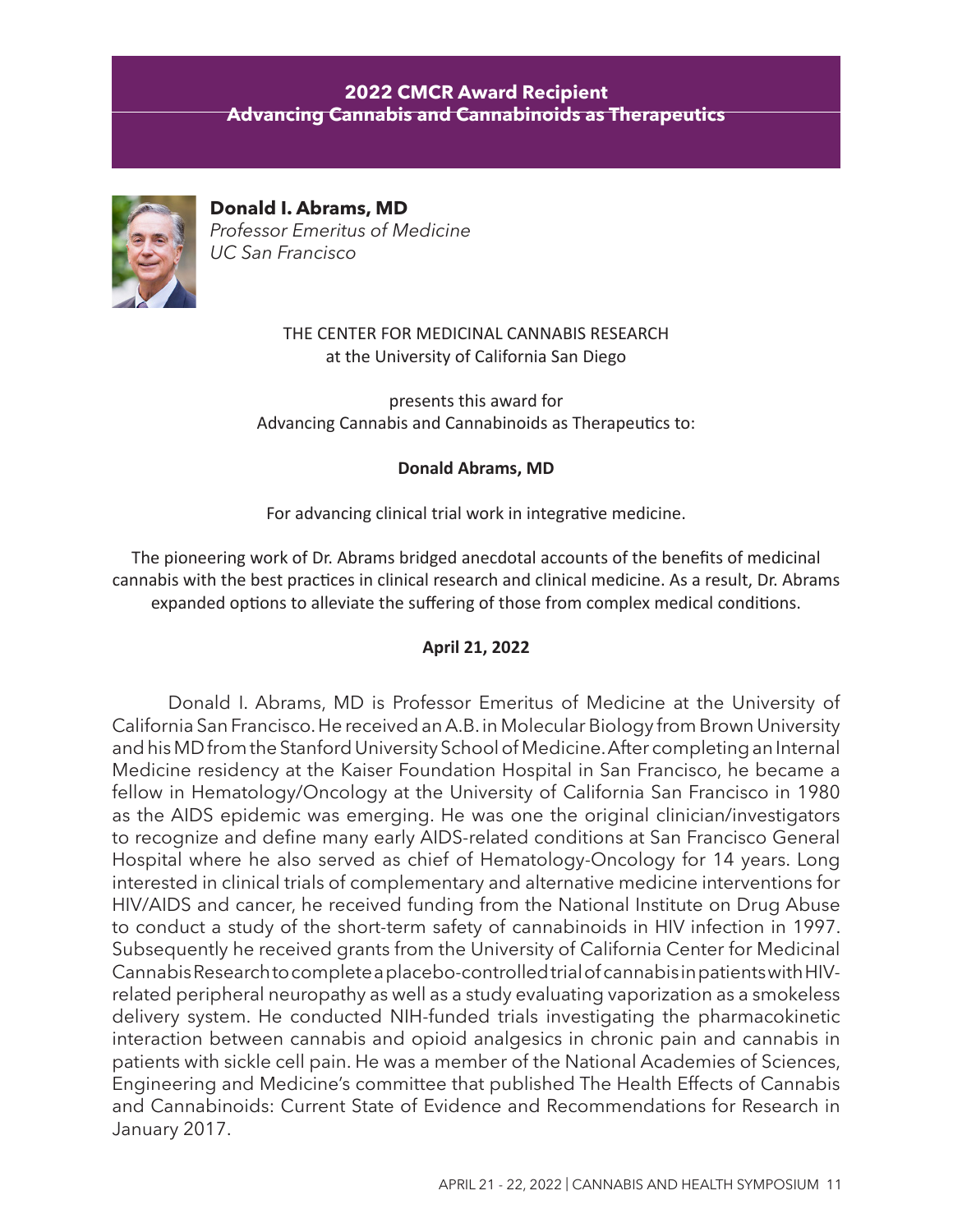## 2022 CMCR Award Recipient
## Advancing Cannabis and Cannabinoids as Therapeutics

**Donald I. Abrams, MD**
*Professor Emeritus of Medicine*
*UC San Francisco*

THE CENTER FOR MEDICINAL CANNABIS RESEARCH
at the University of California San Diego

presents this award for
Advancing Cannabis and Cannabinoids as Therapeutics to:

**Donald Abrams, MD**

For advancing clinical trial work in integrative medicine.

The pioneering work of Dr. Abrams bridged anecdotal accounts of the benefits of medicinal cannabis with the best practices in clinical research and clinical medicine. As a result, Dr. Abrams expanded options to alleviate the suffering of those from complex medical conditions.

**April 21, 2022**

Donald I. Abrams, MD is Professor Emeritus of Medicine at the University of California San Francisco. He received an A.B. in Molecular Biology from Brown University and his MD from the Stanford University School of Medicine. After completing an Internal Medicine residency at the Kaiser Foundation Hospital in San Francisco, he became a fellow in Hematology/Oncology at the University of California San Francisco in 1980 as the AIDS epidemic was emerging. He was one the original clinician/investigators to recognize and define many early AIDS-related conditions at San Francisco General Hospital where he also served as chief of Hematology-Oncology for 14 years. Long interested in clinical trials of complementary and alternative medicine interventions for HIV/AIDS and cancer, he received funding from the National Institute on Drug Abuse to conduct a study of the short-term safety of cannabinoids in HIV infection in 1997. Subsequently he received grants from the University of California Center for Medicinal Cannabis Research to complete a placebo-controlled trial of cannabis in patients with HIV-related peripheral neuropathy as well as a study evaluating vaporization as a smokeless delivery system. He conducted NIH-funded trials investigating the pharmacokinetic interaction between cannabis and opioid analgesics in chronic pain and cannabis in patients with sickle cell pain. He was a member of the National Academies of Sciences, Engineering and Medicine's committee that published The Health Effects of Cannabis and Cannabinoids: Current State of Evidence and Recommendations for Research in January 2017.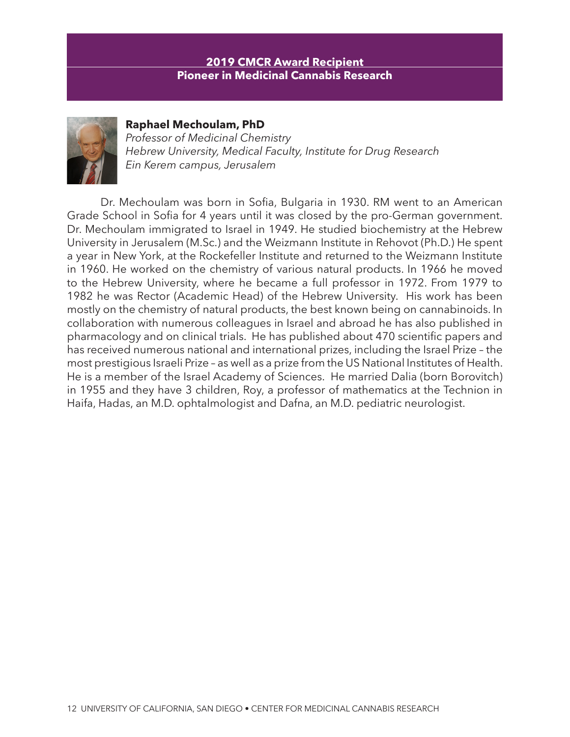## 2019 CMCR Award Recipient
## Pioneer in Medicinal Cannabis Research

**Raphael Mechoulam, PhD**
*Professor of Medicinal Chemistry*
*Hebrew University, Medical Faculty, Institute for Drug Research*
*Ein Kerem campus, Jerusalem*

Dr. Mechoulam was born in Sofia, Bulgaria in 1930. RM went to an American Grade School in Sofia for 4 years until it was closed by the pro-German government. Dr. Mechoulam immigrated to Israel in 1949. He studied biochemistry at the Hebrew University in Jerusalem (M.Sc.) and the Weizmann Institute in Rehovot (Ph.D.) He spent a year in New York, at the Rockefeller Institute and returned to the Weizmann Institute in 1960. He worked on the chemistry of various natural products. In 1966 he moved to the Hebrew University, where he became a full professor in 1972. From 1979 to 1982 he was Rector (Academic Head) of the Hebrew University. His work has been mostly on the chemistry of natural products, the best known being on cannabinoids. In collaboration with numerous colleagues in Israel and abroad he has also published in pharmacology and on clinical trials. He has published about 470 scientific papers and has received numerous national and international prizes, including the Israel Prize – the most prestigious Israeli Prize – as well as a prize from the US National Institutes of Health. He is a member of the Israel Academy of Sciences. He married Dalia (born Borovitch) in 1955 and they have 3 children, Roy, a professor of mathematics at the Technion in Haifa, Hadas, an M.D. ophtalmologist and Dafna, an M.D. pediatric neurologist.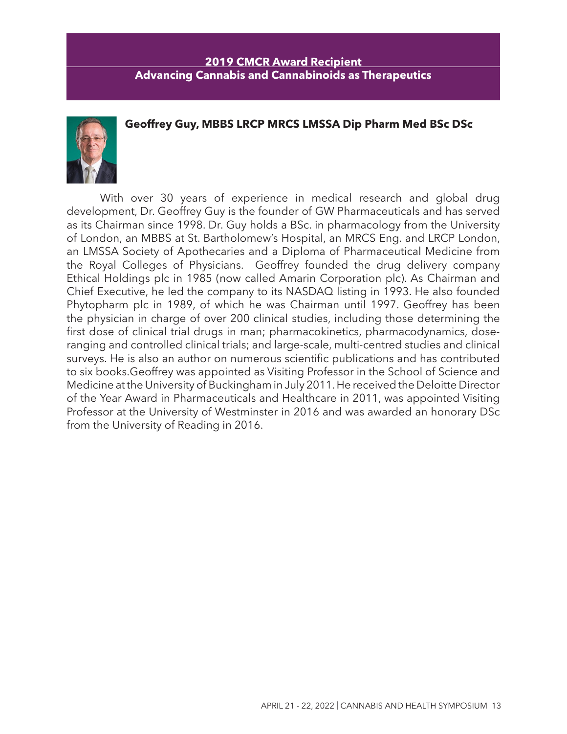## 2019 CMCR Award Recipient
## Advancing Cannabis and Cannabinoids as Therapeutics

**Geoffrey Guy, MBBS LRCP MRCS LMSSA Dip Pharm Med BSc DSc**

With over 30 years of experience in medical research and global drug development, Dr. Geoffrey Guy is the founder of GW Pharmaceuticals and has served as its Chairman since 1998. Dr. Guy holds a BSc. in pharmacology from the University of London, an MBBS at St. Bartholomew's Hospital, an MRCS Eng. and LRCP London, an LMSSA Society of Apothecaries and a Diploma of Pharmaceutical Medicine from the Royal Colleges of Physicians. Geoffrey founded the drug delivery company Ethical Holdings plc in 1985 (now called Amarin Corporation plc). As Chairman and Chief Executive, he led the company to its NASDAQ listing in 1993. He also founded Phytopharm plc in 1989, of which he was Chairman until 1997. Geoffrey has been the physician in charge of over 200 clinical studies, including those determining the first dose of clinical trial drugs in man; pharmacokinetics, pharmacodynamics, dose-ranging and controlled clinical trials; and large-scale, multi-centred studies and clinical surveys. He is also an author on numerous scientific publications and has contributed to six books.Geoffrey was appointed as Visiting Professor in the School of Science and Medicine at the University of Buckingham in July 2011. He received the Deloitte Director of the Year Award in Pharmaceuticals and Healthcare in 2011, was appointed Visiting Professor at the University of Westminster in 2016 and was awarded an honorary DSc from the University of Reading in 2016.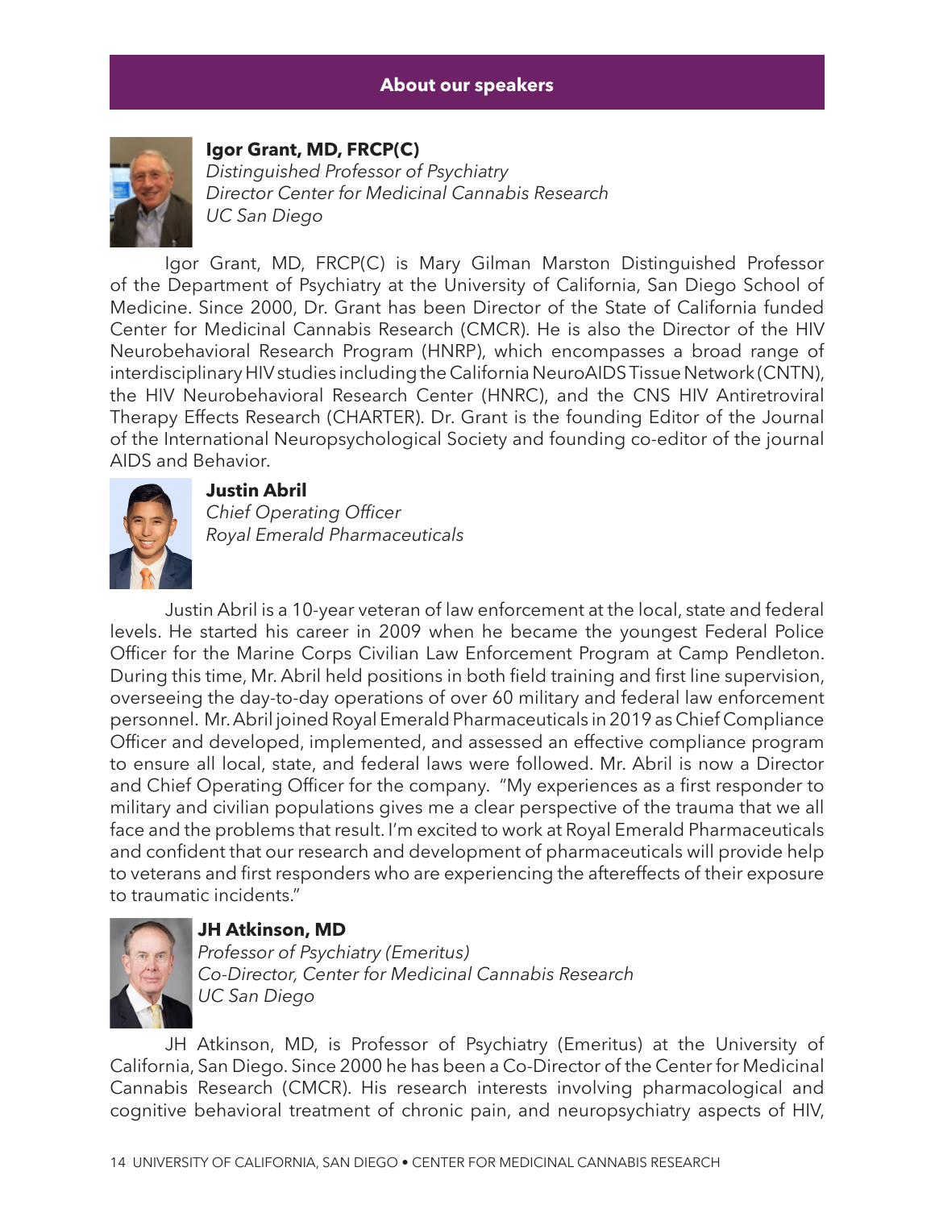## About our speakers

**Igor Grant, MD, FRCP(C)**
*Distinguished Professor of Psychiatry*
*Director Center for Medicinal Cannabis Research*
*UC San Diego*

Igor Grant, MD, FRCP(C) is Mary Gilman Marston Distinguished Professor of the Department of Psychiatry at the University of California, San Diego School of Medicine. Since 2000, Dr. Grant has been Director of the State of California funded Center for Medicinal Cannabis Research (CMCR). He is also the Director of the HIV Neurobehavioral Research Program (HNRP), which encompasses a broad range of interdisciplinary HIV studies including the California NeuroAIDS Tissue Network (CNTN), the HIV Neurobehavioral Research Center (HNRC), and the CNS HIV Antiretroviral Therapy Effects Research (CHARTER). Dr. Grant is the founding Editor of the Journal of the International Neuropsychological Society and founding co-editor of the journal AIDS and Behavior.

**Justin Abril**
*Chief Operating Officer*
*Royal Emerald Pharmaceuticals*

Justin Abril is a 10-year veteran of law enforcement at the local, state and federal levels. He started his career in 2009 when he became the youngest Federal Police Officer for the Marine Corps Civilian Law Enforcement Program at Camp Pendleton. During this time, Mr. Abril held positions in both field training and first line supervision, overseeing the day-to-day operations of over 60 military and federal law enforcement personnel. Mr. Abril joined Royal Emerald Pharmaceuticals in 2019 as Chief Compliance Officer and developed, implemented, and assessed an effective compliance program to ensure all local, state, and federal laws were followed. Mr. Abril is now a Director and Chief Operating Officer for the company. "My experiences as a first responder to military and civilian populations gives me a clear perspective of the trauma that we all face and the problems that result. I'm excited to work at Royal Emerald Pharmaceuticals and confident that our research and development of pharmaceuticals will provide help to veterans and first responders who are experiencing the aftereffects of their exposure to traumatic incidents."

**JH Atkinson, MD**
*Professor of Psychiatry (Emeritus)*
*Co-Director, Center for Medicinal Cannabis Research*
*UC San Diego*

JH Atkinson, MD, is Professor of Psychiatry (Emeritus) at the University of California, San Diego. Since 2000 he has been a Co-Director of the Center for Medicinal Cannabis Research (CMCR). His research interests involving pharmacological and cognitive behavioral treatment of chronic pain, and neuropsychiatry aspects of HIV,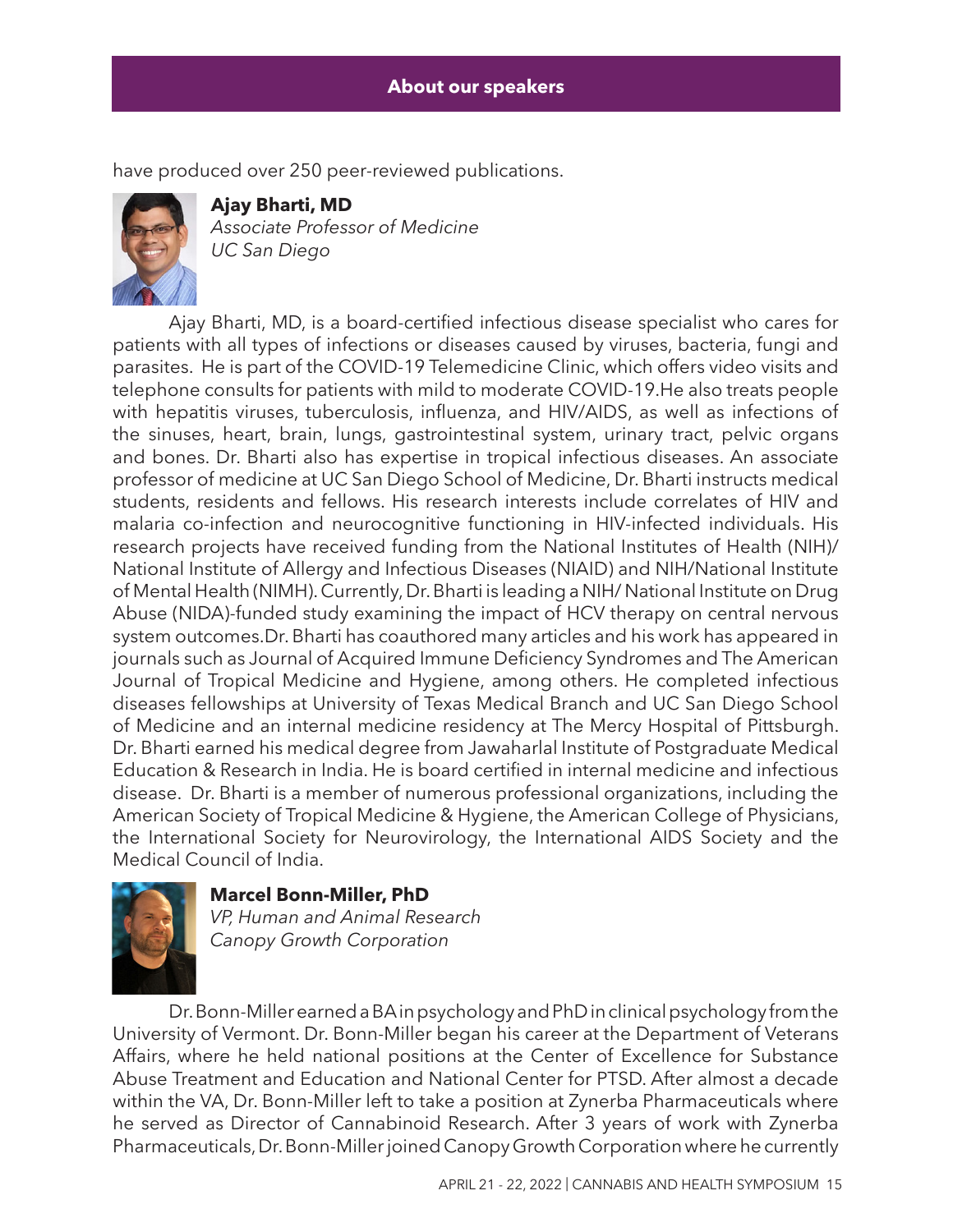## About our speakers

have produced over 250 peer-reviewed publications.

**Ajay Bharti, MD**
*Associate Professor of Medicine*
*UC San Diego*

Ajay Bharti, MD, is a board-certified infectious disease specialist who cares for patients with all types of infections or diseases caused by viruses, bacteria, fungi and parasites. He is part of the COVID-19 Telemedicine Clinic, which offers video visits and telephone consults for patients with mild to moderate COVID-19.He also treats people with hepatitis viruses, tuberculosis, influenza, and HIV/AIDS, as well as infections of the sinuses, heart, brain, lungs, gastrointestinal system, urinary tract, pelvic organs and bones. Dr. Bharti also has expertise in tropical infectious diseases. An associate professor of medicine at UC San Diego School of Medicine, Dr. Bharti instructs medical students, residents and fellows. His research interests include correlates of HIV and malaria co-infection and neurocognitive functioning in HIV-infected individuals. His research projects have received funding from the National Institutes of Health (NIH)/ National Institute of Allergy and Infectious Diseases (NIAID) and NIH/National Institute of Mental Health (NIMH). Currently, Dr. Bharti is leading a NIH/ National Institute on Drug Abuse (NIDA)-funded study examining the impact of HCV therapy on central nervous system outcomes.Dr. Bharti has coauthored many articles and his work has appeared in journals such as Journal of Acquired Immune Deficiency Syndromes and The American Journal of Tropical Medicine and Hygiene, among others. He completed infectious diseases fellowships at University of Texas Medical Branch and UC San Diego School of Medicine and an internal medicine residency at The Mercy Hospital of Pittsburgh. Dr. Bharti earned his medical degree from Jawaharlal Institute of Postgraduate Medical Education & Research in India. He is board certified in internal medicine and infectious disease. Dr. Bharti is a member of numerous professional organizations, including the American Society of Tropical Medicine & Hygiene, the American College of Physicians, the International Society for Neurovirology, the International AIDS Society and the Medical Council of India.

**Marcel Bonn-Miller, PhD**
*VP, Human and Animal Research*
*Canopy Growth Corporation*

Dr. Bonn-Miller earned a BA in psychology and PhD in clinical psychology from the University of Vermont. Dr. Bonn-Miller began his career at the Department of Veterans Affairs, where he held national positions at the Center of Excellence for Substance Abuse Treatment and Education and National Center for PTSD. After almost a decade within the VA, Dr. Bonn-Miller left to take a position at Zynerba Pharmaceuticals where he served as Director of Cannabinoid Research. After 3 years of work with Zynerba Pharmaceuticals, Dr. Bonn-Miller joined Canopy Growth Corporation where he currently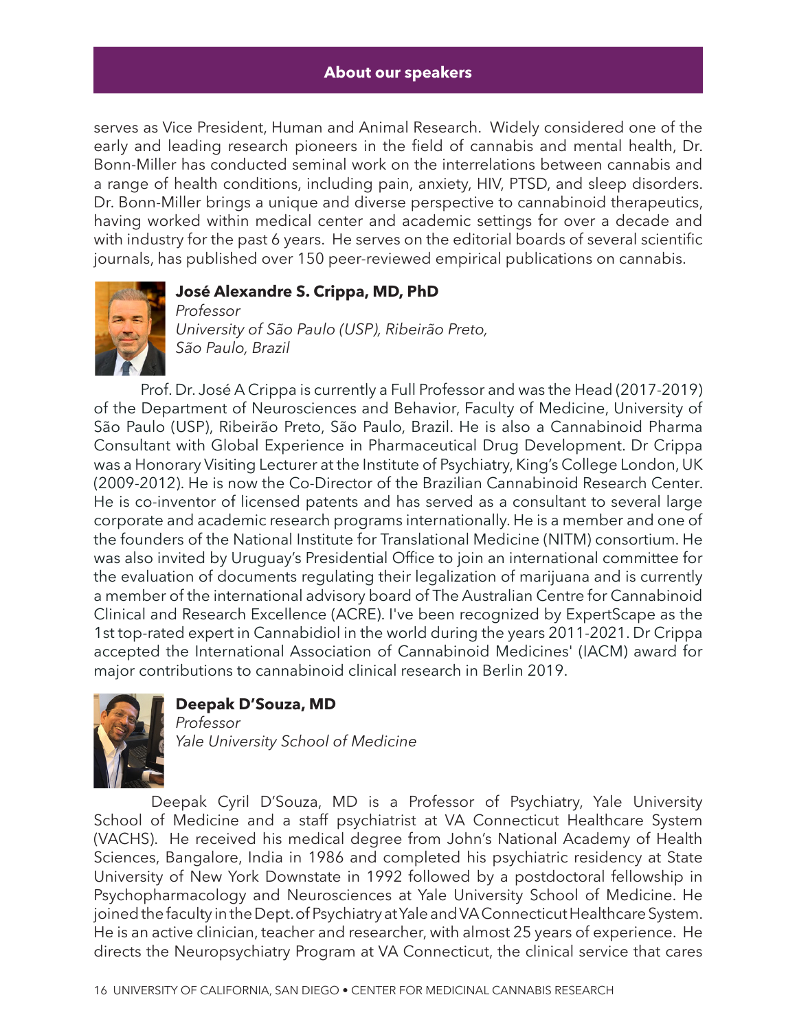## About our speakers

serves as Vice President, Human and Animal Research. Widely considered one of the early and leading research pioneers in the field of cannabis and mental health, Dr. Bonn-Miller has conducted seminal work on the interrelations between cannabis and a range of health conditions, including pain, anxiety, HIV, PTSD, and sleep disorders. Dr. Bonn-Miller brings a unique and diverse perspective to cannabinoid therapeutics, having worked within medical center and academic settings for over a decade and with industry for the past 6 years. He serves on the editorial boards of several scientific journals, has published over 150 peer-reviewed empirical publications on cannabis.

**José Alexandre S. Crippa, MD, PhD**
*Professor*
*University of São Paulo (USP), Ribeirão Preto, São Paulo, Brazil*

Prof. Dr. José A Crippa is currently a Full Professor and was the Head (2017-2019) of the Department of Neurosciences and Behavior, Faculty of Medicine, University of São Paulo (USP), Ribeirão Preto, São Paulo, Brazil. He is also a Cannabinoid Pharma Consultant with Global Experience in Pharmaceutical Drug Development. Dr Crippa was a Honorary Visiting Lecturer at the Institute of Psychiatry, King's College London, UK (2009-2012). He is now the Co-Director of the Brazilian Cannabinoid Research Center. He is co-inventor of licensed patents and has served as a consultant to several large corporate and academic research programs internationally. He is a member and one of the founders of the National Institute for Translational Medicine (NITM) consortium. He was also invited by Uruguay's Presidential Office to join an international committee for the evaluation of documents regulating their legalization of marijuana and is currently a member of the international advisory board of The Australian Centre for Cannabinoid Clinical and Research Excellence (ACRE). I've been recognized by ExpertScape as the 1st top-rated expert in Cannabidiol in the world during the years 2011-2021. Dr Crippa accepted the International Association of Cannabinoid Medicines' (IACM) award for major contributions to cannabinoid clinical research in Berlin 2019.

**Deepak D'Souza, MD**
*Professor*
*Yale University School of Medicine*

Deepak Cyril D'Souza, MD is a Professor of Psychiatry, Yale University School of Medicine and a staff psychiatrist at VA Connecticut Healthcare System (VACHS). He received his medical degree from John's National Academy of Health Sciences, Bangalore, India in 1986 and completed his psychiatric residency at State University of New York Downstate in 1992 followed by a postdoctoral fellowship in Psychopharmacology and Neurosciences at Yale University School of Medicine. He joined the faculty in the Dept. of Psychiatry at Yale and VA Connecticut Healthcare System. He is an active clinician, teacher and researcher, with almost 25 years of experience. He directs the Neuropsychiatry Program at VA Connecticut, the clinical service that cares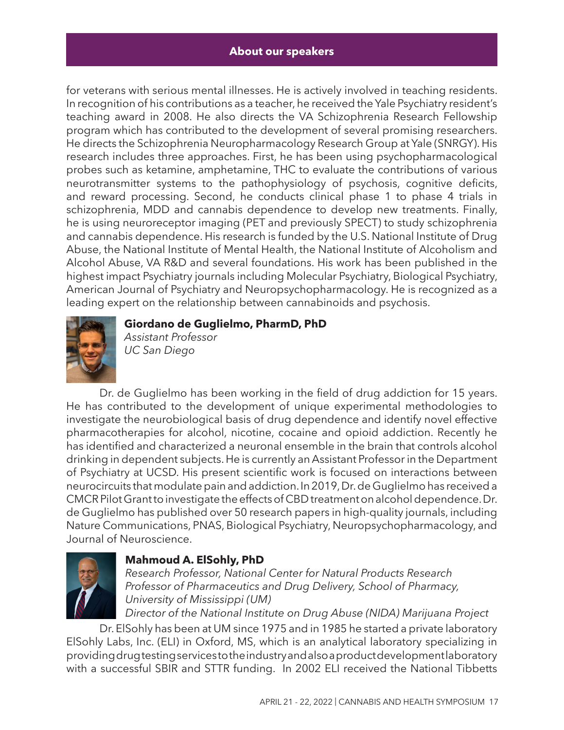## About our speakers

for veterans with serious mental illnesses. He is actively involved in teaching residents. In recognition of his contributions as a teacher, he received the Yale Psychiatry resident's teaching award in 2008. He also directs the VA Schizophrenia Research Fellowship program which has contributed to the development of several promising researchers. He directs the Schizophrenia Neuropharmacology Research Group at Yale (SNRGY). His research includes three approaches. First, he has been using psychopharmacological probes such as ketamine, amphetamine, THC to evaluate the contributions of various neurotransmitter systems to the pathophysiology of psychosis, cognitive deficits, and reward processing. Second, he conducts clinical phase 1 to phase 4 trials in schizophrenia, MDD and cannabis dependence to develop new treatments. Finally, he is using neuroreceptor imaging (PET and previously SPECT) to study schizophrenia and cannabis dependence. His research is funded by the U.S. National Institute of Drug Abuse, the National Institute of Mental Health, the National Institute of Alcoholism and Alcohol Abuse, VA R&D and several foundations. His work has been published in the highest impact Psychiatry journals including Molecular Psychiatry, Biological Psychiatry, American Journal of Psychiatry and Neuropsychopharmacology. He is recognized as a leading expert on the relationship between cannabinoids and psychosis.

**Giordano de Guglielmo, PharmD, PhD**
*Assistant Professor*
*UC San Diego*

Dr. de Guglielmo has been working in the field of drug addiction for 15 years. He has contributed to the development of unique experimental methodologies to investigate the neurobiological basis of drug dependence and identify novel effective pharmacotherapies for alcohol, nicotine, cocaine and opioid addiction. Recently he has identified and characterized a neuronal ensemble in the brain that controls alcohol drinking in dependent subjects. He is currently an Assistant Professor in the Department of Psychiatry at UCSD. His present scientific work is focused on interactions between neurocircuits that modulate pain and addiction. In 2019, Dr. de Guglielmo has received a CMCR Pilot Grant to investigate the effects of CBD treatment on alcohol dependence. Dr. de Guglielmo has published over 50 research papers in high-quality journals, including Nature Communications, PNAS, Biological Psychiatry, Neuropsychopharmacology, and Journal of Neuroscience.

**Mahmoud A. ElSohly, PhD**
*Research Professor, National Center for Natural Products Research*
*Professor of Pharmaceutics and Drug Delivery, School of Pharmacy, University of Mississippi (UM)*
*Director of the National Institute on Drug Abuse (NIDA) Marijuana Project*

Dr. ElSohly has been at UM since 1975 and in 1985 he started a private laboratory ElSohly Labs, Inc. (ELI) in Oxford, MS, which is an analytical laboratory specializing in providing drug testing services to the industry and also a product development laboratory with a successful SBIR and STTR funding. In 2002 ELI received the National Tibbetts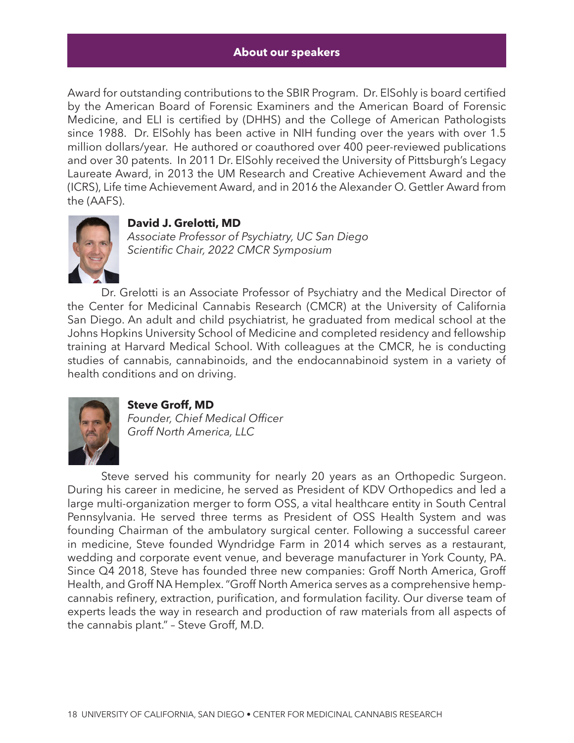## About our speakers

Award for outstanding contributions to the SBIR Program. Dr. ElSohly is board certified by the American Board of Forensic Examiners and the American Board of Forensic Medicine, and ELI is certified by (DHHS) and the College of American Pathologists since 1988. Dr. ElSohly has been active in NIH funding over the years with over 1.5 million dollars/year. He authored or coauthored over 400 peer-reviewed publications and over 30 patents. In 2011 Dr. ElSohly received the University of Pittsburgh's Legacy Laureate Award, in 2013 the UM Research and Creative Achievement Award and the (ICRS), Life time Achievement Award, and in 2016 the Alexander O. Gettler Award from the (AAFS).

**David J. Grelotti, MD**
*Associate Professor of Psychiatry, UC San Diego*
*Scientific Chair, 2022 CMCR Symposium*

Dr. Grelotti is an Associate Professor of Psychiatry and the Medical Director of the Center for Medicinal Cannabis Research (CMCR) at the University of California San Diego. An adult and child psychiatrist, he graduated from medical school at the Johns Hopkins University School of Medicine and completed residency and fellowship training at Harvard Medical School. With colleagues at the CMCR, he is conducting studies of cannabis, cannabinoids, and the endocannabinoid system in a variety of health conditions and on driving.

**Steve Groff, MD**
*Founder, Chief Medical Officer*
*Groff North America, LLC*

Steve served his community for nearly 20 years as an Orthopedic Surgeon. During his career in medicine, he served as President of KDV Orthopedics and led a large multi-organization merger to form OSS, a vital healthcare entity in South Central Pennsylvania. He served three terms as President of OSS Health System and was founding Chairman of the ambulatory surgical center. Following a successful career in medicine, Steve founded Wyndridge Farm in 2014 which serves as a restaurant, wedding and corporate event venue, and beverage manufacturer in York County, PA. Since Q4 2018, Steve has founded three new companies: Groff North America, Groff Health, and Groff NA Hemplex. "Groff North America serves as a comprehensive hemp-cannabis refinery, extraction, purification, and formulation facility. Our diverse team of experts leads the way in research and production of raw materials from all aspects of the cannabis plant." – Steve Groff, M.D.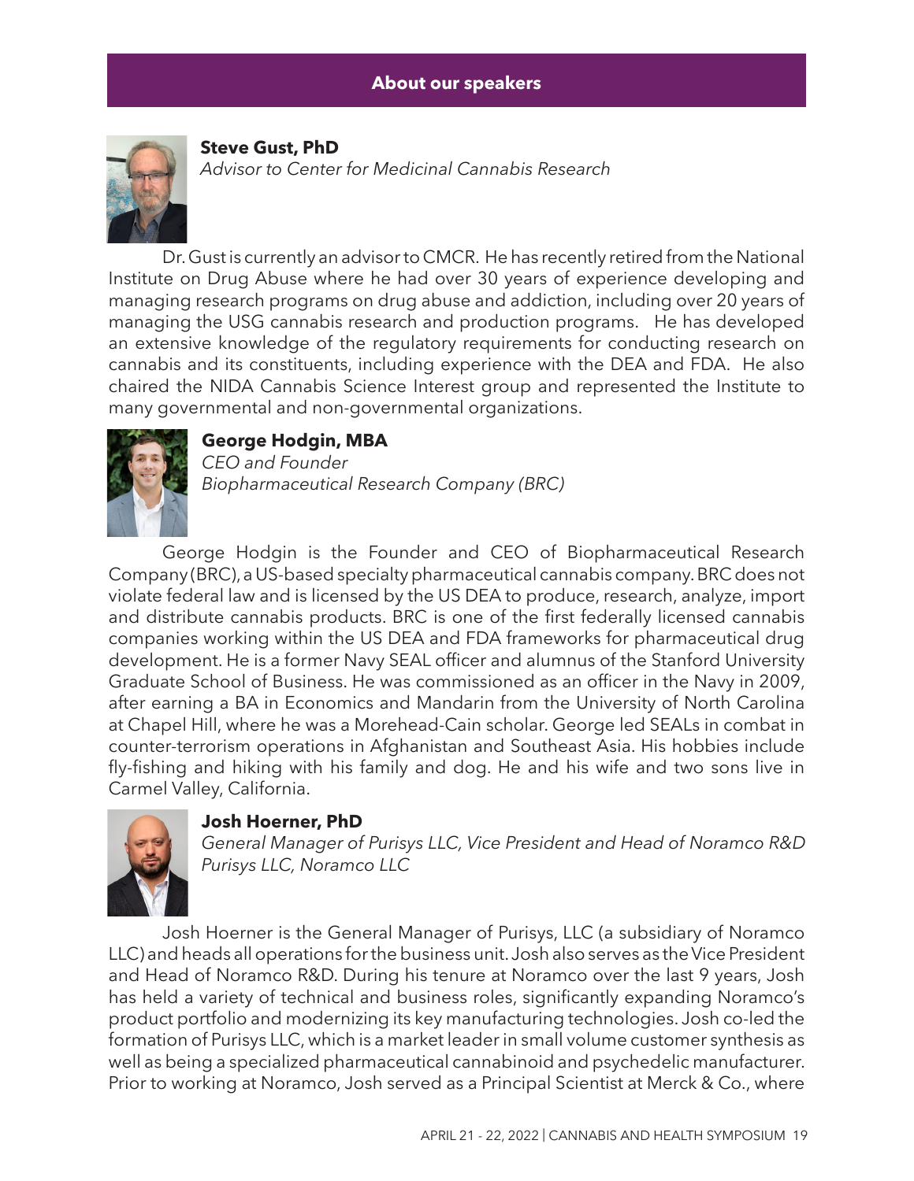## About our speakers

**Steve Gust, PhD**
*Advisor to Center for Medicinal Cannabis Research*

Dr. Gust is currently an advisor to CMCR. He has recently retired from the National Institute on Drug Abuse where he had over 30 years of experience developing and managing research programs on drug abuse and addiction, including over 20 years of managing the USG cannabis research and production programs. He has developed an extensive knowledge of the regulatory requirements for conducting research on cannabis and its constituents, including experience with the DEA and FDA. He also chaired the NIDA Cannabis Science Interest group and represented the Institute to many governmental and non-governmental organizations.

**George Hodgin, MBA**
*CEO and Founder*
*Biopharmaceutical Research Company (BRC)*

George Hodgin is the Founder and CEO of Biopharmaceutical Research Company (BRC), a US-based specialty pharmaceutical cannabis company. BRC does not violate federal law and is licensed by the US DEA to produce, research, analyze, import and distribute cannabis products. BRC is one of the first federally licensed cannabis companies working within the US DEA and FDA frameworks for pharmaceutical drug development. He is a former Navy SEAL officer and alumnus of the Stanford University Graduate School of Business. He was commissioned as an officer in the Navy in 2009, after earning a BA in Economics and Mandarin from the University of North Carolina at Chapel Hill, where he was a Morehead-Cain scholar. George led SEALs in combat in counter-terrorism operations in Afghanistan and Southeast Asia. His hobbies include fly-fishing and hiking with his family and dog. He and his wife and two sons live in Carmel Valley, California.

**Josh Hoerner, PhD**
*General Manager of Purisys LLC, Vice President and Head of Noramco R&D*
*Purisys LLC, Noramco LLC*

Josh Hoerner is the General Manager of Purisys, LLC (a subsidiary of Noramco LLC) and heads all operations for the business unit. Josh also serves as the Vice President and Head of Noramco R&D. During his tenure at Noramco over the last 9 years, Josh has held a variety of technical and business roles, significantly expanding Noramco's product portfolio and modernizing its key manufacturing technologies. Josh co-led the formation of Purisys LLC, which is a market leader in small volume customer synthesis as well as being a specialized pharmaceutical cannabinoid and psychedelic manufacturer. Prior to working at Noramco, Josh served as a Principal Scientist at Merck & Co., where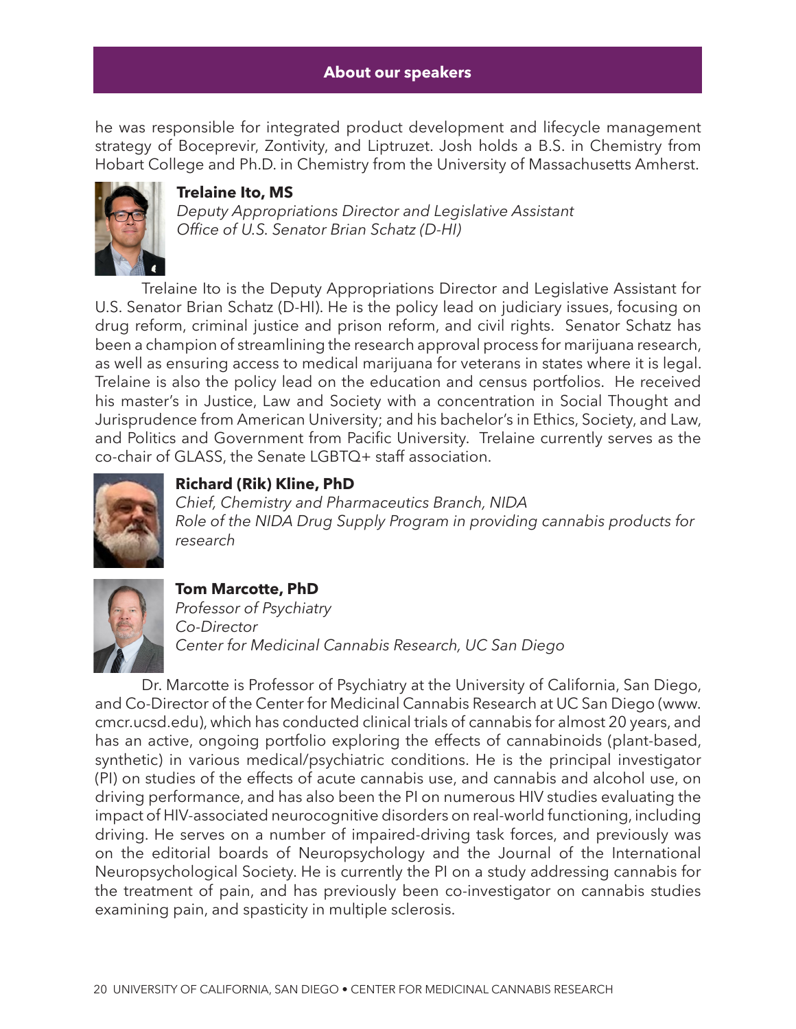## About our speakers

he was responsible for integrated product development and lifecycle management strategy of Boceprevir, Zontivity, and Liptruzet. Josh holds a B.S. in Chemistry from Hobart College and Ph.D. in Chemistry from the University of Massachusetts Amherst.

**Trelaine Ito, MS**
*Deputy Appropriations Director and Legislative Assistant*
*Office of U.S. Senator Brian Schatz (D-HI)*

Trelaine Ito is the Deputy Appropriations Director and Legislative Assistant for U.S. Senator Brian Schatz (D-HI). He is the policy lead on judiciary issues, focusing on drug reform, criminal justice and prison reform, and civil rights. Senator Schatz has been a champion of streamlining the research approval process for marijuana research, as well as ensuring access to medical marijuana for veterans in states where it is legal. Trelaine is also the policy lead on the education and census portfolios. He received his master's in Justice, Law and Society with a concentration in Social Thought and Jurisprudence from American University; and his bachelor's in Ethics, Society, and Law, and Politics and Government from Pacific University. Trelaine currently serves as the co-chair of GLASS, the Senate LGBTQ+ staff association.

**Richard (Rik) Kline, PhD**
*Chief, Chemistry and Pharmaceutics Branch, NIDA*
*Role of the NIDA Drug Supply Program in providing cannabis products for research*

**Tom Marcotte, PhD**
*Professor of Psychiatry*
*Co-Director*
*Center for Medicinal Cannabis Research, UC San Diego*

Dr. Marcotte is Professor of Psychiatry at the University of California, San Diego, and Co-Director of the Center for Medicinal Cannabis Research at UC San Diego (www.cmcr.ucsd.edu), which has conducted clinical trials of cannabis for almost 20 years, and has an active, ongoing portfolio exploring the effects of cannabinoids (plant-based, synthetic) in various medical/psychiatric conditions. He is the principal investigator (PI) on studies of the effects of acute cannabis use, and cannabis and alcohol use, on driving performance, and has also been the PI on numerous HIV studies evaluating the impact of HIV-associated neurocognitive disorders on real-world functioning, including driving. He serves on a number of impaired-driving task forces, and previously was on the editorial boards of Neuropsychology and the Journal of the International Neuropsychological Society. He is currently the PI on a study addressing cannabis for the treatment of pain, and has previously been co-investigator on cannabis studies examining pain, and spasticity in multiple sclerosis.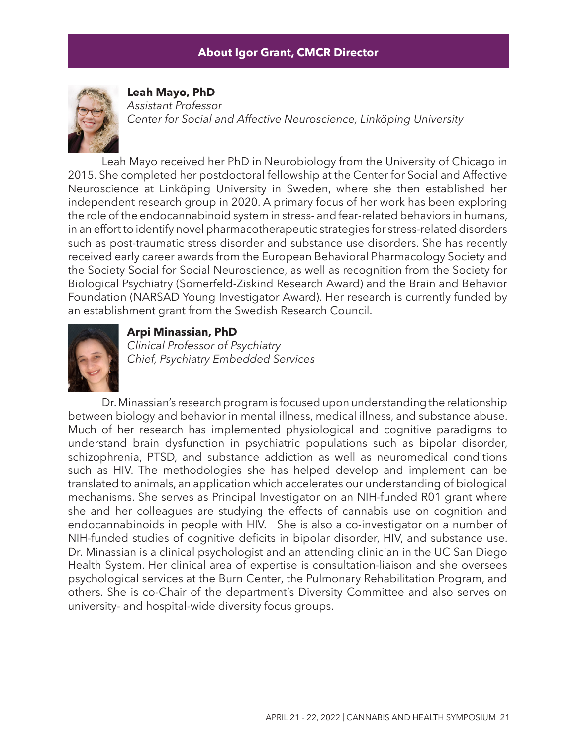## About Igor Grant, CMCR Director

**Leah Mayo, PhD**
*Assistant Professor*
*Center for Social and Affective Neuroscience, Linköping University*

Leah Mayo received her PhD in Neurobiology from the University of Chicago in 2015. She completed her postdoctoral fellowship at the Center for Social and Affective Neuroscience at Linköping University in Sweden, where she then established her independent research group in 2020. A primary focus of her work has been exploring the role of the endocannabinoid system in stress- and fear-related behaviors in humans, in an effort to identify novel pharmacotherapeutic strategies for stress-related disorders such as post-traumatic stress disorder and substance use disorders. She has recently received early career awards from the European Behavioral Pharmacology Society and the Society Social for Social Neuroscience, as well as recognition from the Society for Biological Psychiatry (Somerfeld-Ziskind Research Award) and the Brain and Behavior Foundation (NARSAD Young Investigator Award). Her research is currently funded by an establishment grant from the Swedish Research Council.

**Arpi Minassian, PhD**
*Clinical Professor of Psychiatry*
*Chief, Psychiatry Embedded Services*

Dr. Minassian's research program is focused upon understanding the relationship between biology and behavior in mental illness, medical illness, and substance abuse. Much of her research has implemented physiological and cognitive paradigms to understand brain dysfunction in psychiatric populations such as bipolar disorder, schizophrenia, PTSD, and substance addiction as well as neuromedical conditions such as HIV. The methodologies she has helped develop and implement can be translated to animals, an application which accelerates our understanding of biological mechanisms. She serves as Principal Investigator on an NIH-funded R01 grant where she and her colleagues are studying the effects of cannabis use on cognition and endocannabinoids in people with HIV. She is also a co-investigator on a number of NIH-funded studies of cognitive deficits in bipolar disorder, HIV, and substance use. Dr. Minassian is a clinical psychologist and an attending clinician in the UC San Diego Health System. Her clinical area of expertise is consultation-liaison and she oversees psychological services at the Burn Center, the Pulmonary Rehabilitation Program, and others. She is co-Chair of the department's Diversity Committee and also serves on university- and hospital-wide diversity focus groups.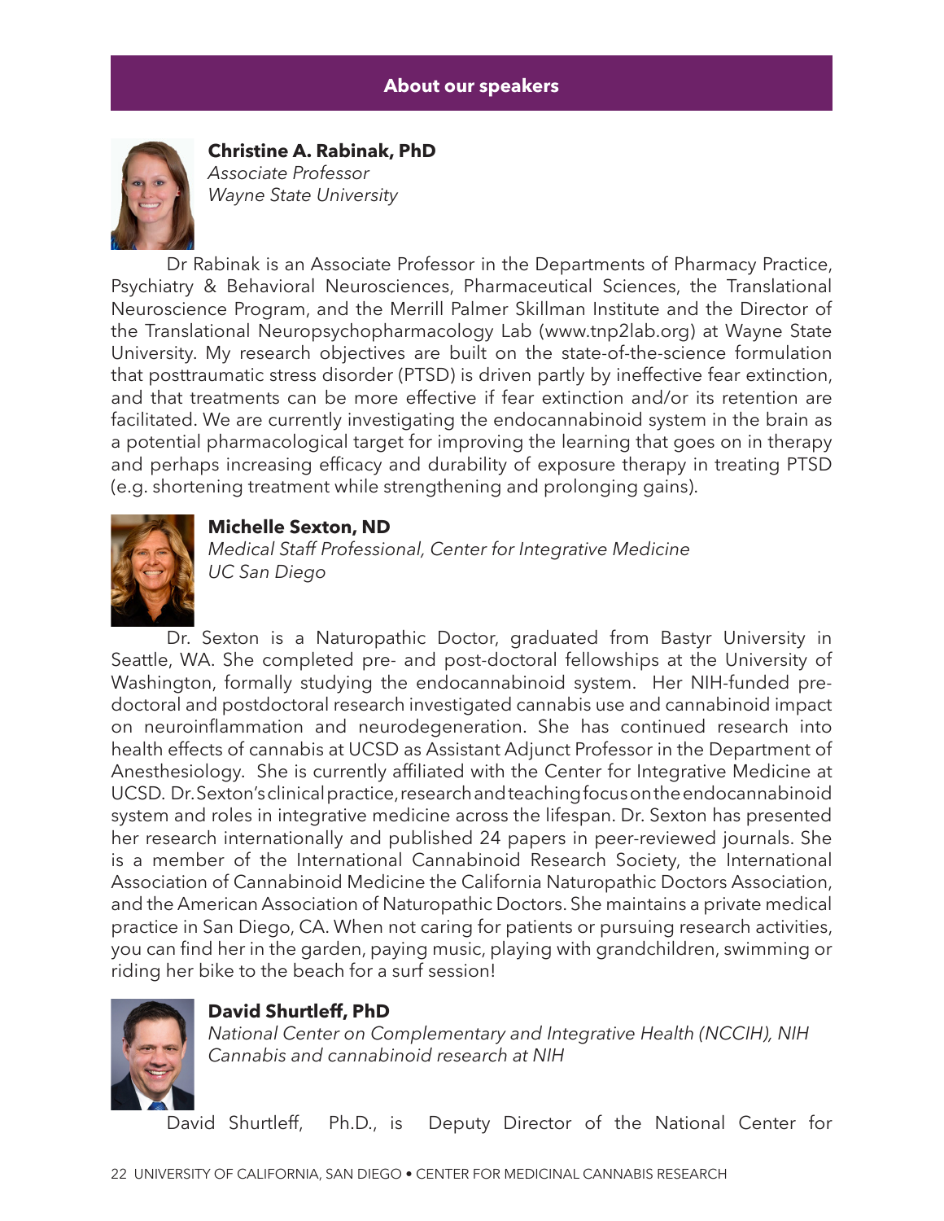## About our speakers

**Christine A. Rabinak, PhD**
*Associate Professor*
*Wayne State University*

Dr Rabinak is an Associate Professor in the Departments of Pharmacy Practice, Psychiatry & Behavioral Neurosciences, Pharmaceutical Sciences, the Translational Neuroscience Program, and the Merrill Palmer Skillman Institute and the Director of the Translational Neuropsychopharmacology Lab (www.tnp2lab.org) at Wayne State University. My research objectives are built on the state-of-the-science formulation that posttraumatic stress disorder (PTSD) is driven partly by ineffective fear extinction, and that treatments can be more effective if fear extinction and/or its retention are facilitated. We are currently investigating the endocannabinoid system in the brain as a potential pharmacological target for improving the learning that goes on in therapy and perhaps increasing efficacy and durability of exposure therapy in treating PTSD (e.g. shortening treatment while strengthening and prolonging gains).

**Michelle Sexton, ND**
*Medical Staff Professional, Center for Integrative Medicine*
*UC San Diego*

Dr. Sexton is a Naturopathic Doctor, graduated from Bastyr University in Seattle, WA. She completed pre- and post-doctoral fellowships at the University of Washington, formally studying the endocannabinoid system. Her NIH-funded pre-doctoral and postdoctoral research investigated cannabis use and cannabinoid impact on neuroinflammation and neurodegeneration. She has continued research into health effects of cannabis at UCSD as Assistant Adjunct Professor in the Department of Anesthesiology. She is currently affiliated with the Center for Integrative Medicine at UCSD. Dr. Sexton's clinical practice, research and teaching focus on the endocannabinoid system and roles in integrative medicine across the lifespan. Dr. Sexton has presented her research internationally and published 24 papers in peer-reviewed journals. She is a member of the International Cannabinoid Research Society, the International Association of Cannabinoid Medicine the California Naturopathic Doctors Association, and the American Association of Naturopathic Doctors. She maintains a private medical practice in San Diego, CA. When not caring for patients or pursuing research activities, you can find her in the garden, paying music, playing with grandchildren, swimming or riding her bike to the beach for a surf session!

**David Shurtleff, PhD**
*National Center on Complementary and Integrative Health (NCCIH), NIH*
*Cannabis and cannabinoid research at NIH*

David Shurtleff, Ph.D., is Deputy Director of the National Center for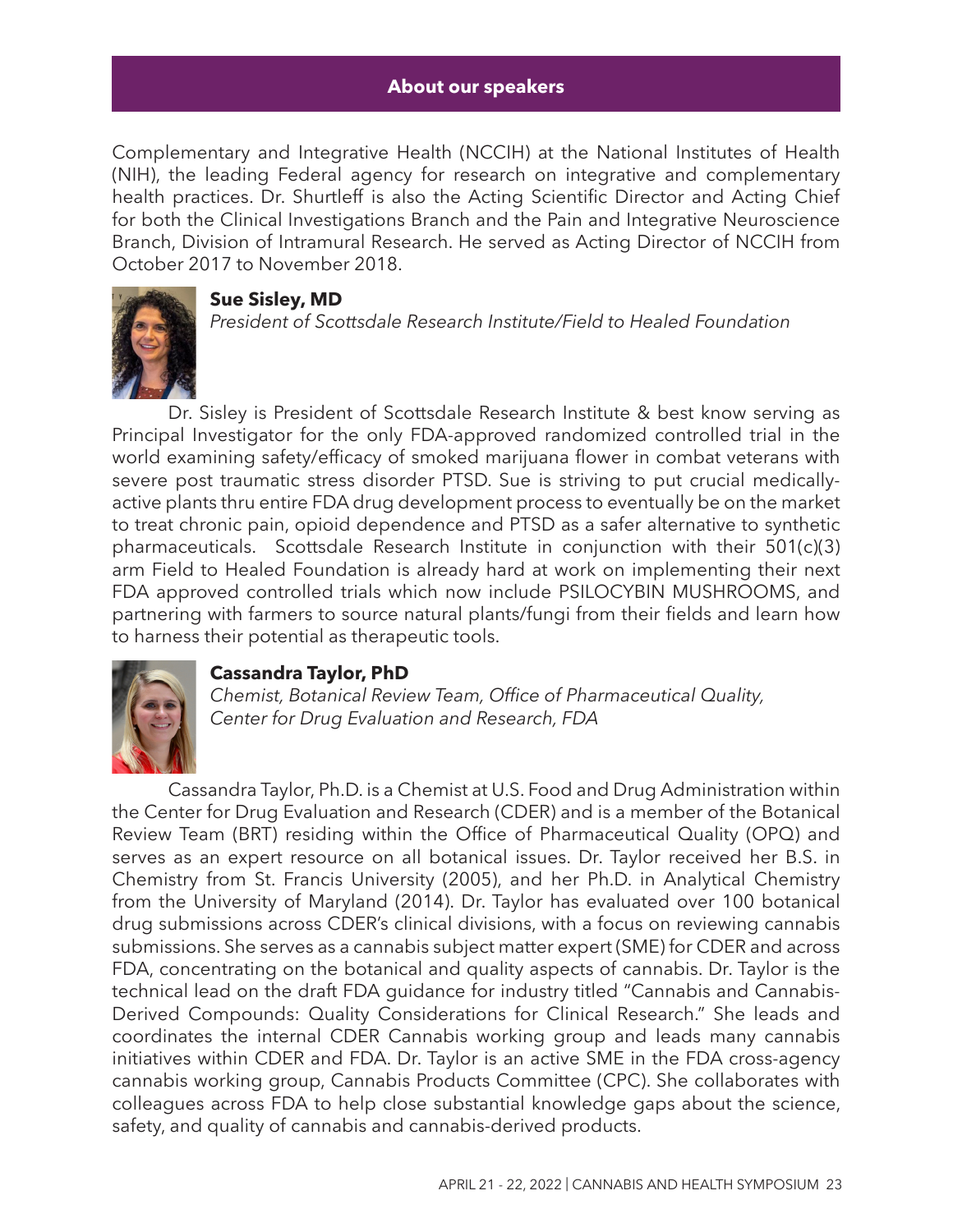Complementary and Integrative Health (NCCIH) at the National Institutes of Health (NIH), the leading Federal agency for research on integrative and complementary health practices. Dr. Shurtleff is also the Acting Scientific Director and Acting Chief for both the Clinical Investigations Branch and the Pain and Integrative Neuroscience Branch, Division of Intramural Research. He served as Acting Director of NCCIH from October 2017 to November 2018.

**Sue Sisley, MD**
*President of Scottsdale Research Institute/Field to Healed Foundation*

Dr. Sisley is President of Scottsdale Research Institute & best know serving as Principal Investigator for the only FDA-approved randomized controlled trial in the world examining safety/efficacy of smoked marijuana flower in combat veterans with severe post traumatic stress disorder PTSD. Sue is striving to put crucial medically-active plants thru entire FDA drug development process to eventually be on the market to treat chronic pain, opioid dependence and PTSD as a safer alternative to synthetic pharmaceuticals. Scottsdale Research Institute in conjunction with their 501(c)(3) arm Field to Healed Foundation is already hard at work on implementing their next FDA approved controlled trials which now include PSILOCYBIN MUSHROOMS, and partnering with farmers to source natural plants/fungi from their fields and learn how to harness their potential as therapeutic tools.

**Cassandra Taylor, PhD**
*Chemist, Botanical Review Team, Office of Pharmaceutical Quality, Center for Drug Evaluation and Research, FDA*

Cassandra Taylor, Ph.D. is a Chemist at U.S. Food and Drug Administration within the Center for Drug Evaluation and Research (CDER) and is a member of the Botanical Review Team (BRT) residing within the Office of Pharmaceutical Quality (OPQ) and serves as an expert resource on all botanical issues. Dr. Taylor received her B.S. in Chemistry from St. Francis University (2005), and her Ph.D. in Analytical Chemistry from the University of Maryland (2014). Dr. Taylor has evaluated over 100 botanical drug submissions across CDER's clinical divisions, with a focus on reviewing cannabis submissions. She serves as a cannabis subject matter expert (SME) for CDER and across FDA, concentrating on the botanical and quality aspects of cannabis. Dr. Taylor is the technical lead on the draft FDA guidance for industry titled "Cannabis and Cannabis-Derived Compounds: Quality Considerations for Clinical Research." She leads and coordinates the internal CDER Cannabis working group and leads many cannabis initiatives within CDER and FDA. Dr. Taylor is an active SME in the FDA cross-agency cannabis working group, Cannabis Products Committee (CPC). She collaborates with colleagues across FDA to help close substantial knowledge gaps about the science, safety, and quality of cannabis and cannabis-derived products.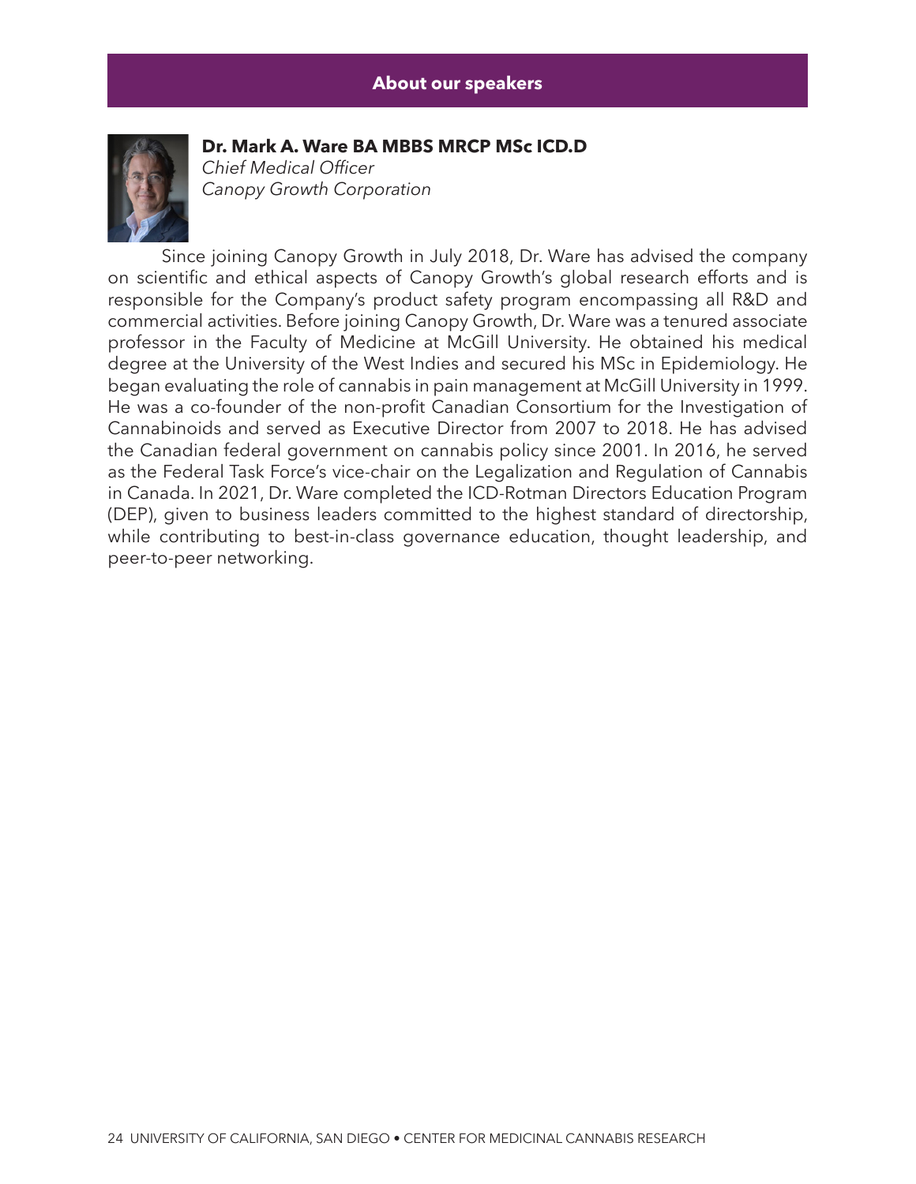## About our speakers

**Dr. Mark A. Ware BA MBBS MRCP MSc ICD.D**
*Chief Medical Officer*
*Canopy Growth Corporation*

Since joining Canopy Growth in July 2018, Dr. Ware has advised the company on scientific and ethical aspects of Canopy Growth's global research efforts and is responsible for the Company's product safety program encompassing all R&D and commercial activities. Before joining Canopy Growth, Dr. Ware was a tenured associate professor in the Faculty of Medicine at McGill University. He obtained his medical degree at the University of the West Indies and secured his MSc in Epidemiology. He began evaluating the role of cannabis in pain management at McGill University in 1999. He was a co-founder of the non-profit Canadian Consortium for the Investigation of Cannabinoids and served as Executive Director from 2007 to 2018. He has advised the Canadian federal government on cannabis policy since 2001. In 2016, he served as the Federal Task Force's vice-chair on the Legalization and Regulation of Cannabis in Canada. In 2021, Dr. Ware completed the ICD-Rotman Directors Education Program (DEP), given to business leaders committed to the highest standard of directorship, while contributing to best-in-class governance education, thought leadership, and peer-to-peer networking.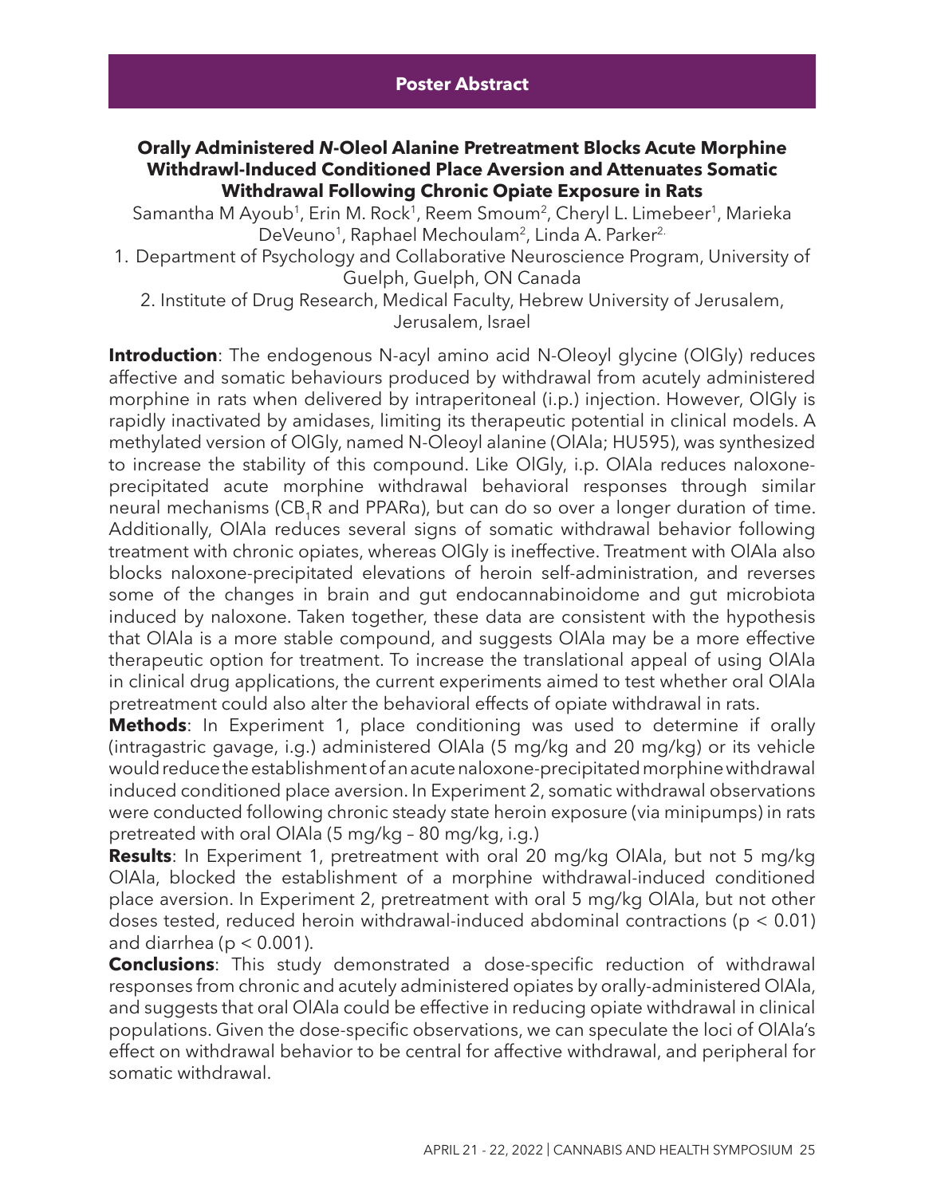**Poster Abstract**

## Orally Administered *N*-Oleol Alanine Pretreatment Blocks Acute Morphine Withdrawl-Induced Conditioned Place Aversion and Attenuates Somatic Withdrawal Following Chronic Opiate Exposure in Rats

Samantha M Ayoub[1], Erin M. Rock[1], Reem Smoum[2], Cheryl L. Limebeer[1], Marieka DeVeuno[1], Raphael Mechoulam[2], Linda A. Parker[2.]

1. Department of Psychology and Collaborative Neuroscience Program, University of Guelph, Guelph, ON Canada
2. Institute of Drug Research, Medical Faculty, Hebrew University of Jerusalem, Jerusalem, Israel

**Introduction**: The endogenous N-acyl amino acid N-Oleoyl glycine (OlGly) reduces affective and somatic behaviours produced by withdrawal from acutely administered morphine in rats when delivered by intraperitoneal (i.p.) injection. However, OlGly is rapidly inactivated by amidases, limiting its therapeutic potential in clinical models. A methylated version of OlGly, named N-Oleoyl alanine (OlAla; HU595), was synthesized to increase the stability of this compound. Like OlGly, i.p. OlAla reduces naloxone-precipitated acute morphine withdrawal behavioral responses through similar neural mechanisms ($CB_1R$ and PPARα), but can do so over a longer duration of time. Additionally, OlAla reduces several signs of somatic withdrawal behavior following treatment with chronic opiates, whereas OlGly is ineffective. Treatment with OlAla also blocks naloxone-precipitated elevations of heroin self-administration, and reverses some of the changes in brain and gut endocannabinoidome and gut microbiota induced by naloxone. Taken together, these data are consistent with the hypothesis that OlAla is a more stable compound, and suggests OlAla may be a more effective therapeutic option for treatment. To increase the translational appeal of using OlAla in clinical drug applications, the current experiments aimed to test whether oral OlAla pretreatment could also alter the behavioral effects of opiate withdrawal in rats.

**Methods**: In Experiment 1, place conditioning was used to determine if orally (intragastric gavage, i.g.) administered OlAla (5 mg/kg and 20 mg/kg) or its vehicle would reduce the establishment of an acute naloxone-precipitated morphine withdrawal induced conditioned place aversion. In Experiment 2, somatic withdrawal observations were conducted following chronic steady state heroin exposure (via minipumps) in rats pretreated with oral OlAla (5 mg/kg – 80 mg/kg, i.g.)

**Results**: In Experiment 1, pretreatment with oral 20 mg/kg OlAla, but not 5 mg/kg OlAla, blocked the establishment of a morphine withdrawal-induced conditioned place aversion. In Experiment 2, pretreatment with oral 5 mg/kg OlAla, but not other doses tested, reduced heroin withdrawal-induced abdominal contractions ($p < 0.01$) and diarrhea ($p < 0.001$).

**Conclusions**: This study demonstrated a dose-specific reduction of withdrawal responses from chronic and acutely administered opiates by orally-administered OlAla, and suggests that oral OlAla could be effective in reducing opiate withdrawal in clinical populations. Given the dose-specific observations, we can speculate the loci of OlAla's effect on withdrawal behavior to be central for affective withdrawal, and peripheral for somatic withdrawal.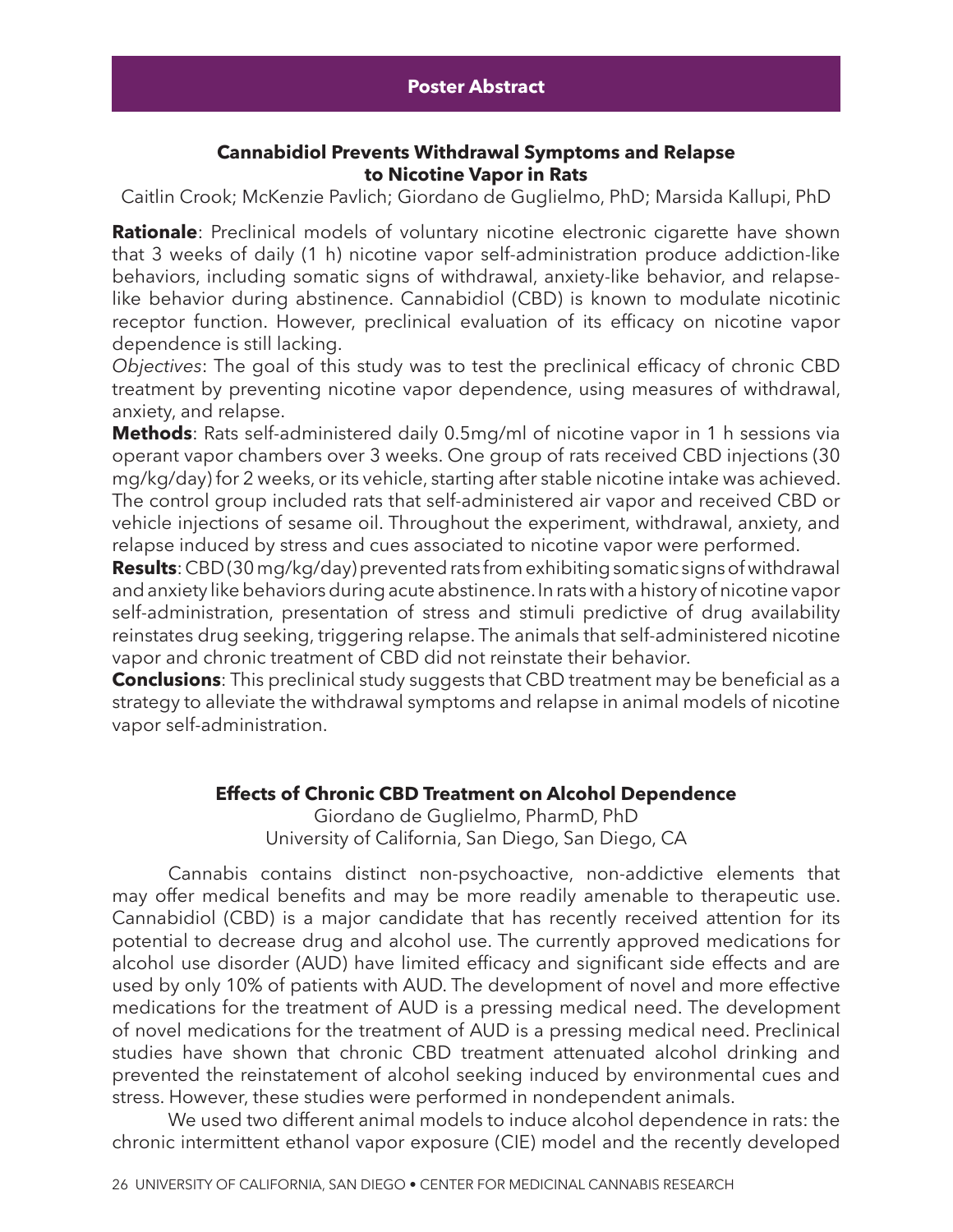## Poster Abstract

### Cannabidiol Prevents Withdrawal Symptoms and Relapse to Nicotine Vapor in Rats

Caitlin Crook; McKenzie Pavlich; Giordano de Guglielmo, PhD; Marsida Kallupi, PhD

**Rationale**: Preclinical models of voluntary nicotine electronic cigarette have shown that 3 weeks of daily (1 h) nicotine vapor self-administration produce addiction-like behaviors, including somatic signs of withdrawal, anxiety-like behavior, and relapse-like behavior during abstinence. Cannabidiol (CBD) is known to modulate nicotinic receptor function. However, preclinical evaluation of its efficacy on nicotine vapor dependence is still lacking.

*Objectives*: The goal of this study was to test the preclinical efficacy of chronic CBD treatment by preventing nicotine vapor dependence, using measures of withdrawal, anxiety, and relapse.

**Methods**: Rats self-administered daily 0.5mg/ml of nicotine vapor in 1 h sessions via operant vapor chambers over 3 weeks. One group of rats received CBD injections (30 mg/kg/day) for 2 weeks, or its vehicle, starting after stable nicotine intake was achieved. The control group included rats that self-administered air vapor and received CBD or vehicle injections of sesame oil. Throughout the experiment, withdrawal, anxiety, and relapse induced by stress and cues associated to nicotine vapor were performed.

**Results**: CBD (30 mg/kg/day) prevented rats from exhibiting somatic signs of withdrawal and anxiety like behaviors during acute abstinence. In rats with a history of nicotine vapor self-administration, presentation of stress and stimuli predictive of drug availability reinstates drug seeking, triggering relapse. The animals that self-administered nicotine vapor and chronic treatment of CBD did not reinstate their behavior.

**Conclusions**: This preclinical study suggests that CBD treatment may be beneficial as a strategy to alleviate the withdrawal symptoms and relapse in animal models of nicotine vapor self-administration.

### Effects of Chronic CBD Treatment on Alcohol Dependence

Giordano de Guglielmo, PharmD, PhD
University of California, San Diego, San Diego, CA

Cannabis contains distinct non-psychoactive, non-addictive elements that may offer medical benefits and may be more readily amenable to therapeutic use. Cannabidiol (CBD) is a major candidate that has recently received attention for its potential to decrease drug and alcohol use. The currently approved medications for alcohol use disorder (AUD) have limited efficacy and significant side effects and are used by only 10% of patients with AUD. The development of novel and more effective medications for the treatment of AUD is a pressing medical need. The development of novel medications for the treatment of AUD is a pressing medical need. Preclinical studies have shown that chronic CBD treatment attenuated alcohol drinking and prevented the reinstatement of alcohol seeking induced by environmental cues and stress. However, these studies were performed in nondependent animals.

We used two different animal models to induce alcohol dependence in rats: the chronic intermittent ethanol vapor exposure (CIE) model and the recently developed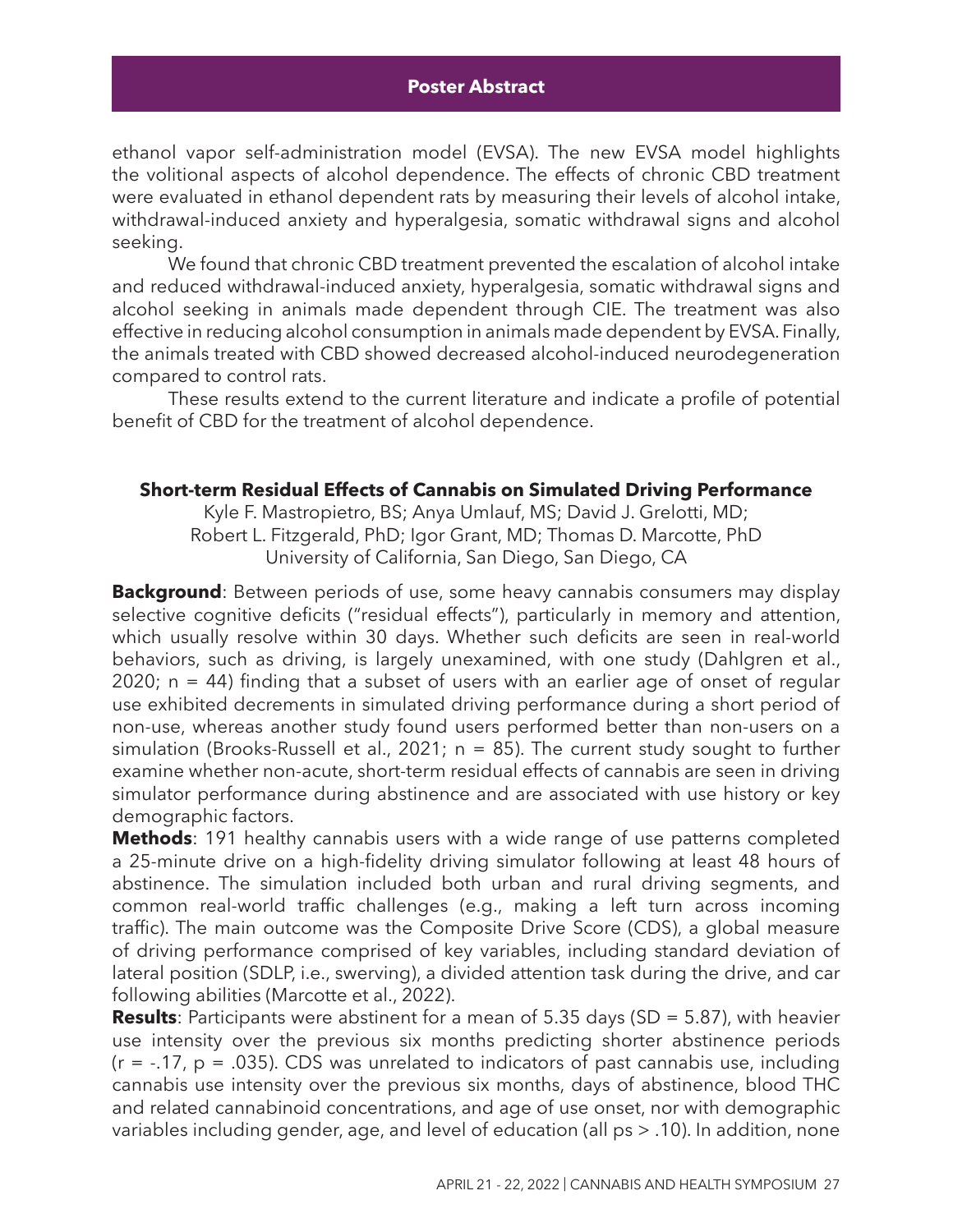ethanol vapor self-administration model (EVSA). The new EVSA model highlights the volitional aspects of alcohol dependence. The effects of chronic CBD treatment were evaluated in ethanol dependent rats by measuring their levels of alcohol intake, withdrawal-induced anxiety and hyperalgesia, somatic withdrawal signs and alcohol seeking.

We found that chronic CBD treatment prevented the escalation of alcohol intake and reduced withdrawal-induced anxiety, hyperalgesia, somatic withdrawal signs and alcohol seeking in animals made dependent through CIE. The treatment was also effective in reducing alcohol consumption in animals made dependent by EVSA. Finally, the animals treated with CBD showed decreased alcohol-induced neurodegeneration compared to control rats.

These results extend to the current literature and indicate a profile of potential benefit of CBD for the treatment of alcohol dependence.

### Short-term Residual Effects of Cannabis on Simulated Driving Performance

Kyle F. Mastropietro, BS; Anya Umlauf, MS; David J. Grelotti, MD;
Robert L. Fitzgerald, PhD; Igor Grant, MD; Thomas D. Marcotte, PhD
University of California, San Diego, San Diego, CA

**Background**: Between periods of use, some heavy cannabis consumers may display selective cognitive deficits ("residual effects"), particularly in memory and attention, which usually resolve within 30 days. Whether such deficits are seen in real-world behaviors, such as driving, is largely unexamined, with one study (Dahlgren et al., 2020; $n = 44$) finding that a subset of users with an earlier age of onset of regular use exhibited decrements in simulated driving performance during a short period of non-use, whereas another study found users performed better than non-users on a simulation (Brooks-Russell et al., 2021; $n = 85$). The current study sought to further examine whether non-acute, short-term residual effects of cannabis are seen in driving simulator performance during abstinence and are associated with use history or key demographic factors.

**Methods**: 191 healthy cannabis users with a wide range of use patterns completed a 25-minute drive on a high-fidelity driving simulator following at least 48 hours of abstinence. The simulation included both urban and rural driving segments, and common real-world traffic challenges (e.g., making a left turn across incoming traffic). The main outcome was the Composite Drive Score (CDS), a global measure of driving performance comprised of key variables, including standard deviation of lateral position (SDLP, i.e., swerving), a divided attention task during the drive, and car following abilities (Marcotte et al., 2022).

**Results**: Participants were abstinent for a mean of 5.35 days ($SD = 5.87$), with heavier use intensity over the previous six months predicting shorter abstinence periods ($r = -.17$, $p = .035$). CDS was unrelated to indicators of past cannabis use, including cannabis use intensity over the previous six months, days of abstinence, blood THC and related cannabinoid concentrations, and age of use onset, nor with demographic variables including gender, age, and level of education (all $ps > .10$). In addition, none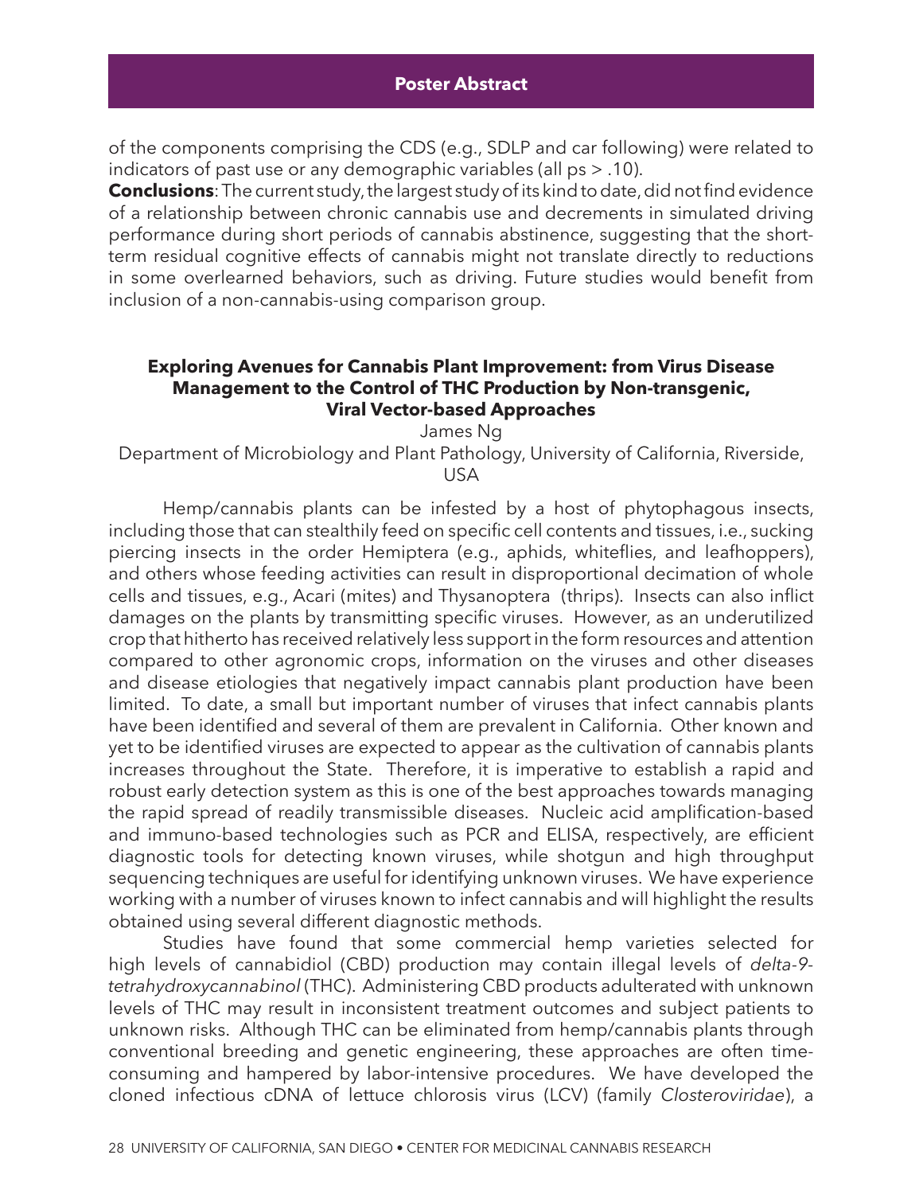of the components comprising the CDS (e.g., SDLP and car following) were related to indicators of past use or any demographic variables (all ps > .10).

**Conclusions**: The current study, the largest study of its kind to date, did not find evidence of a relationship between chronic cannabis use and decrements in simulated driving performance during short periods of cannabis abstinence, suggesting that the short-term residual cognitive effects of cannabis might not translate directly to reductions in some overlearned behaviors, such as driving. Future studies would benefit from inclusion of a non-cannabis-using comparison group.

### Exploring Avenues for Cannabis Plant Improvement: from Virus Disease Management to the Control of THC Production by Non-transgenic, Viral Vector-based Approaches

James Ng

Department of Microbiology and Plant Pathology, University of California, Riverside, USA

Hemp/cannabis plants can be infested by a host of phytophagous insects, including those that can stealthily feed on specific cell contents and tissues, i.e., sucking piercing insects in the order Hemiptera (e.g., aphids, whiteflies, and leafhoppers), and others whose feeding activities can result in disproportional decimation of whole cells and tissues, e.g., Acari (mites) and Thysanoptera (thrips). Insects can also inflict damages on the plants by transmitting specific viruses. However, as an underutilized crop that hitherto has received relatively less support in the form resources and attention compared to other agronomic crops, information on the viruses and other diseases and disease etiologies that negatively impact cannabis plant production have been limited. To date, a small but important number of viruses that infect cannabis plants have been identified and several of them are prevalent in California. Other known and yet to be identified viruses are expected to appear as the cultivation of cannabis plants increases throughout the State. Therefore, it is imperative to establish a rapid and robust early detection system as this is one of the best approaches towards managing the rapid spread of readily transmissible diseases. Nucleic acid amplification-based and immuno-based technologies such as PCR and ELISA, respectively, are efficient diagnostic tools for detecting known viruses, while shotgun and high throughput sequencing techniques are useful for identifying unknown viruses. We have experience working with a number of viruses known to infect cannabis and will highlight the results obtained using several different diagnostic methods.

Studies have found that some commercial hemp varieties selected for high levels of cannabidiol (CBD) production may contain illegal levels of *delta-9-tetrahydroxycannabinol* (THC). Administering CBD products adulterated with unknown levels of THC may result in inconsistent treatment outcomes and subject patients to unknown risks. Although THC can be eliminated from hemp/cannabis plants through conventional breeding and genetic engineering, these approaches are often time-consuming and hampered by labor-intensive procedures. We have developed the cloned infectious cDNA of lettuce chlorosis virus (LCV) (family *Closteroviridae*), a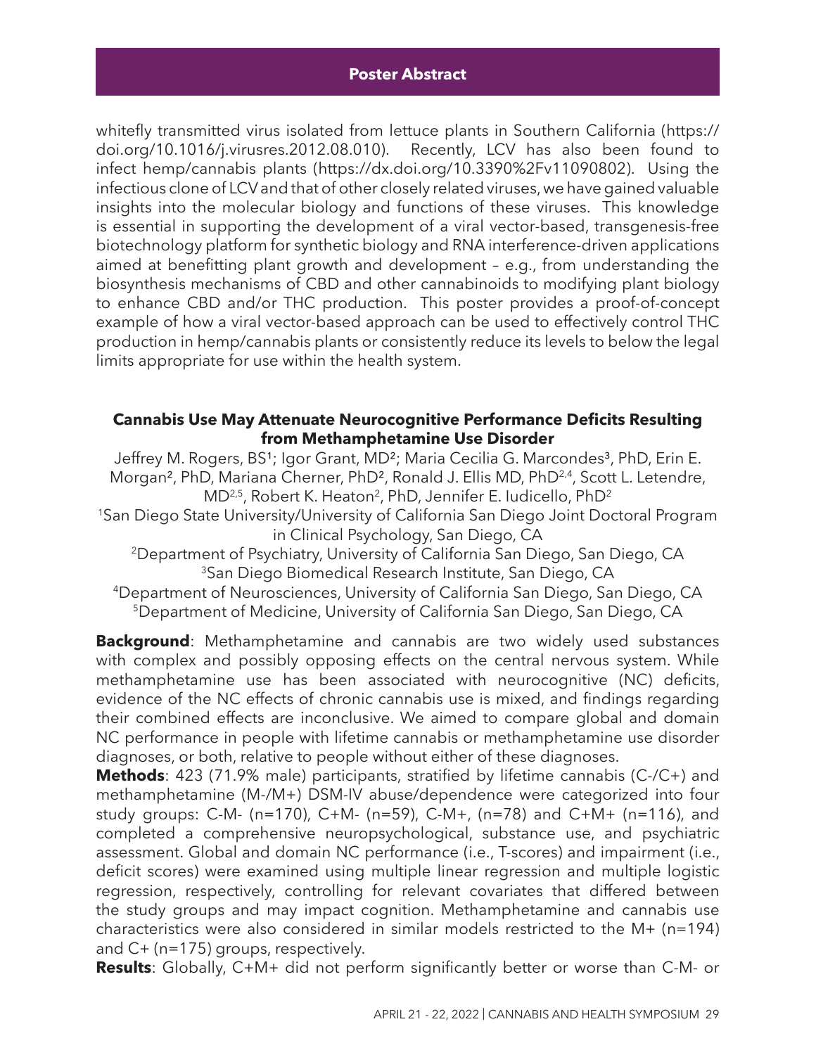whitefly transmitted virus isolated from lettuce plants in Southern California (https://doi.org/10.1016/j.virusres.2012.08.010). Recently, LCV has also been found to infect hemp/cannabis plants (https://dx.doi.org/10.3390%2Fv11090802). Using the infectious clone of LCV and that of other closely related viruses, we have gained valuable insights into the molecular biology and functions of these viruses. This knowledge is essential in supporting the development of a viral vector-based, transgenesis-free biotechnology platform for synthetic biology and RNA interference-driven applications aimed at benefitting plant growth and development – e.g., from understanding the biosynthesis mechanisms of CBD and other cannabinoids to modifying plant biology to enhance CBD and/or THC production. This poster provides a proof-of-concept example of how a viral vector-based approach can be used to effectively control THC production in hemp/cannabis plants or consistently reduce its levels to below the legal limits appropriate for use within the health system.

### Cannabis Use May Attenuate Neurocognitive Performance Deficits Resulting from Methamphetamine Use Disorder

Jeffrey M. Rogers, BS[1]; Igor Grant, MD[2]; Maria Cecilia G. Marcondes[3], PhD, Erin E. Morgan[2], PhD, Mariana Cherner, PhD[2], Ronald J. Ellis MD, PhD[2,4], Scott L. Letendre, MD[2,5], Robert K. Heaton[2], PhD, Jennifer E. Iudicello, PhD[2]

[1]San Diego State University/University of California San Diego Joint Doctoral Program in Clinical Psychology, San Diego, CA

[2]Department of Psychiatry, University of California San Diego, San Diego, CA

[3]San Diego Biomedical Research Institute, San Diego, CA

[4]Department of Neurosciences, University of California San Diego, San Diego, CA

[5]Department of Medicine, University of California San Diego, San Diego, CA

**Background**: Methamphetamine and cannabis are two widely used substances with complex and possibly opposing effects on the central nervous system. While methamphetamine use has been associated with neurocognitive (NC) deficits, evidence of the NC effects of chronic cannabis use is mixed, and findings regarding their combined effects are inconclusive. We aimed to compare global and domain NC performance in people with lifetime cannabis or methamphetamine use disorder diagnoses, or both, relative to people without either of these diagnoses.

**Methods**: 423 (71.9% male) participants, stratified by lifetime cannabis (C-/C+) and methamphetamine (M-/M+) DSM-IV abuse/dependence were categorized into four study groups: C-M- (n=170), C+M- (n=59), C-M+, (n=78) and C+M+ (n=116), and completed a comprehensive neuropsychological, substance use, and psychiatric assessment. Global and domain NC performance (i.e., T-scores) and impairment (i.e., deficit scores) were examined using multiple linear regression and multiple logistic regression, respectively, controlling for relevant covariates that differed between the study groups and may impact cognition. Methamphetamine and cannabis use characteristics were also considered in similar models restricted to the M+ (n=194) and C+ (n=175) groups, respectively.

**Results**: Globally, C+M+ did not perform significantly better or worse than C-M- or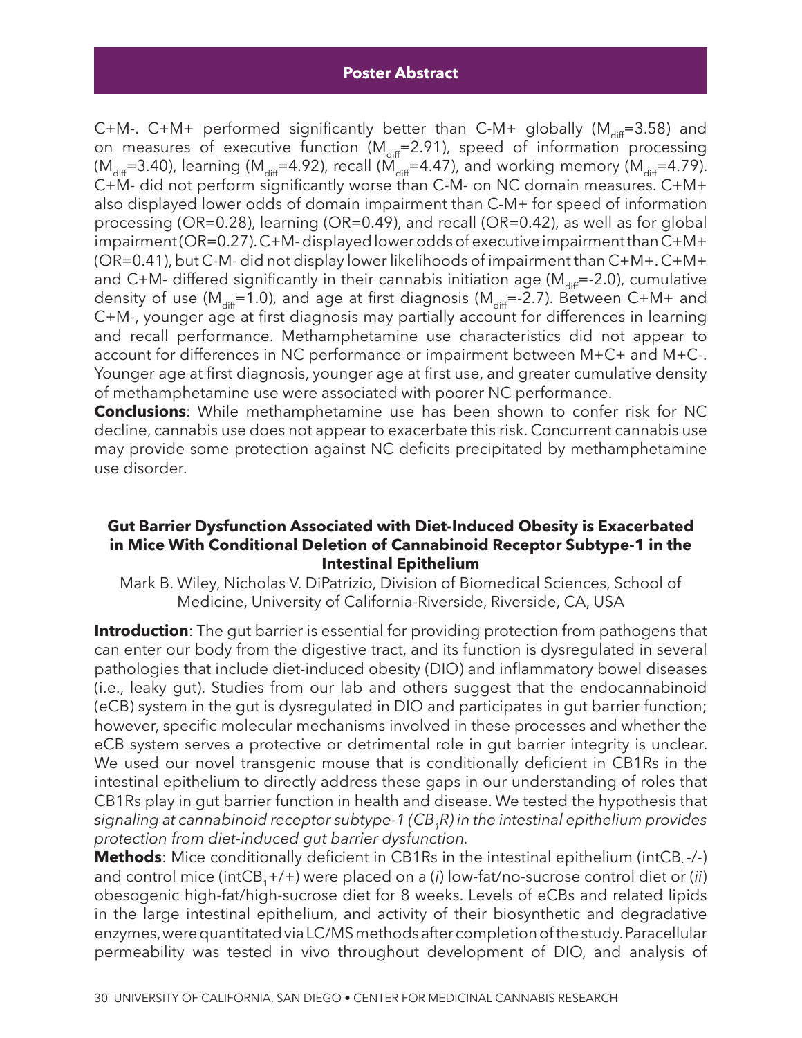C+M-. C+M+ performed significantly better than C-M+ globally ($M_{diff}$=3.58) and on measures of executive function ($M_{diff}$=2.91), speed of information processing ($M_{diff}$=3.40), learning ($M_{diff}$=4.92), recall ($M_{diff}$=4.47), and working memory ($M_{diff}$=4.79). C+M- did not perform significantly worse than C-M- on NC domain measures. C+M+ also displayed lower odds of domain impairment than C-M+ for speed of information processing (OR=0.28), learning (OR=0.49), and recall (OR=0.42), as well as for global impairment (OR=0.27). C+M- displayed lower odds of executive impairment than C+M+ (OR=0.41), but C-M- did not display lower likelihoods of impairment than C+M+. C+M+ and C+M- differed significantly in their cannabis initiation age ($M_{diff}$=-2.0), cumulative density of use ($M_{diff}$=1.0), and age at first diagnosis ($M_{diff}$=-2.7). Between C+M+ and C+M-, younger age at first diagnosis may partially account for differences in learning and recall performance. Methamphetamine use characteristics did not appear to account for differences in NC performance or impairment between M+C+ and M+C-. Younger age at first diagnosis, younger age at first use, and greater cumulative density of methamphetamine use were associated with poorer NC performance.

**Conclusions**: While methamphetamine use has been shown to confer risk for NC decline, cannabis use does not appear to exacerbate this risk. Concurrent cannabis use may provide some protection against NC deficits precipitated by methamphetamine use disorder.

## Gut Barrier Dysfunction Associated with Diet-Induced Obesity is Exacerbated in Mice With Conditional Deletion of Cannabinoid Receptor Subtype-1 in the Intestinal Epithelium

Mark B. Wiley, Nicholas V. DiPatrizio, Division of Biomedical Sciences, School of Medicine, University of California-Riverside, Riverside, CA, USA

**Introduction**: The gut barrier is essential for providing protection from pathogens that can enter our body from the digestive tract, and its function is dysregulated in several pathologies that include diet-induced obesity (DIO) and inflammatory bowel diseases (i.e., leaky gut). Studies from our lab and others suggest that the endocannabinoid (eCB) system in the gut is dysregulated in DIO and participates in gut barrier function; however, specific molecular mechanisms involved in these processes and whether the eCB system serves a protective or detrimental role in gut barrier integrity is unclear. We used our novel transgenic mouse that is conditionally deficient in CB1Rs in the intestinal epithelium to directly address these gaps in our understanding of roles that CB1Rs play in gut barrier function in health and disease. We tested the hypothesis that *signaling at cannabinoid receptor subtype-1 ($CB_1R$) in the intestinal epithelium provides protection from diet-induced gut barrier dysfunction*.

**Methods**: Mice conditionally deficient in CB1Rs in the intestinal epithelium (int$CB_1$-/-) and control mice (int$CB_1$+/+) were placed on a (*i*) low-fat/no-sucrose control diet or (*ii*) obesogenic high-fat/high-sucrose diet for 8 weeks. Levels of eCBs and related lipids in the large intestinal epithelium, and activity of their biosynthetic and degradative enzymes, were quantitated via LC/MS methods after completion of the study. Paracellular permeability was tested in vivo throughout development of DIO, and analysis of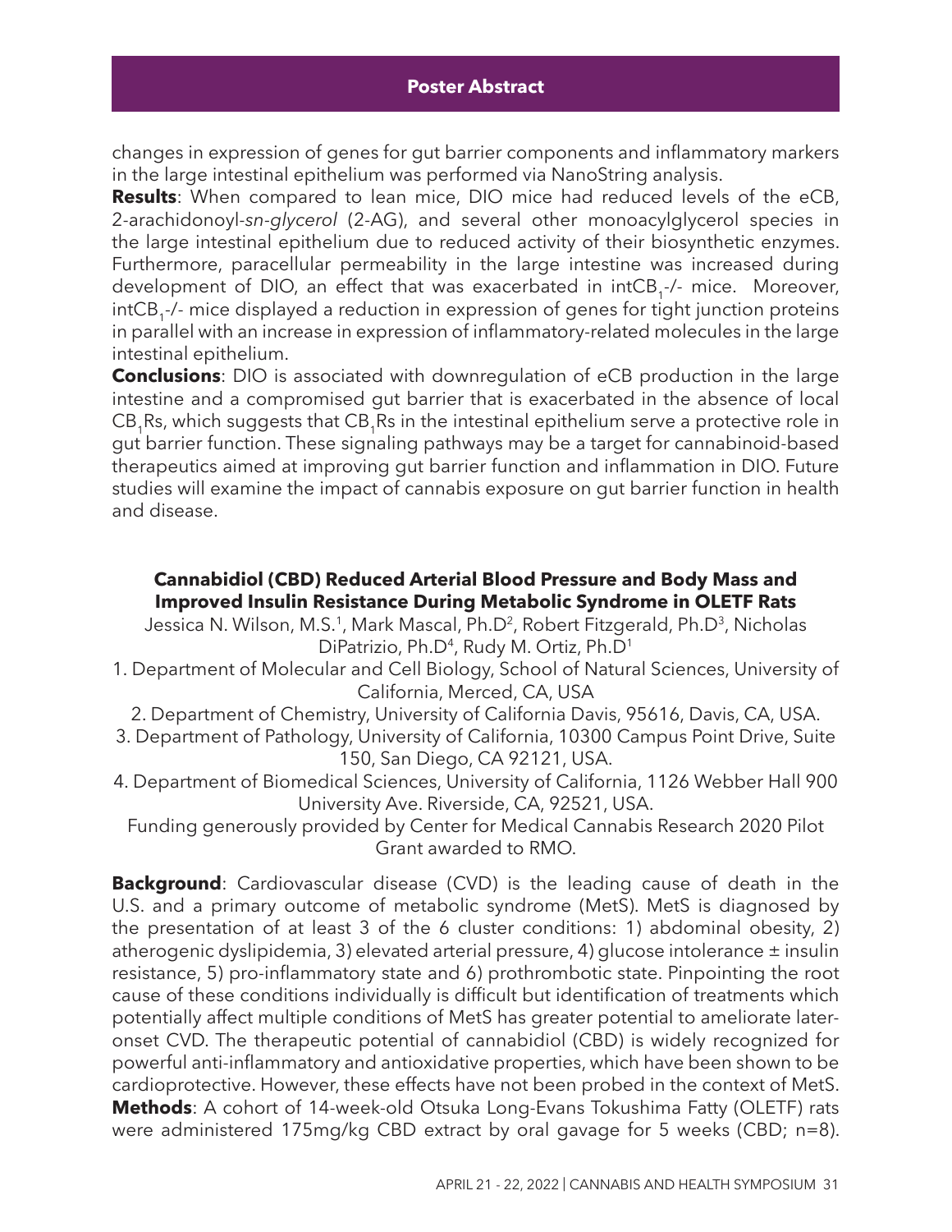changes in expression of genes for gut barrier components and inflammatory markers in the large intestinal epithelium was performed via NanoString analysis.

**Results**: When compared to lean mice, DIO mice had reduced levels of the eCB, 2-arachidonoyl-*sn-glycerol* (2-AG), and several other monoacylglycerol species in the large intestinal epithelium due to reduced activity of their biosynthetic enzymes. Furthermore, paracellular permeability in the large intestine was increased during development of DIO, an effect that was exacerbated in intCB$_1$-/- mice. Moreover, intCB$_1$-/- mice displayed a reduction in expression of genes for tight junction proteins in parallel with an increase in expression of inflammatory-related molecules in the large intestinal epithelium.

**Conclusions**: DIO is associated with downregulation of eCB production in the large intestine and a compromised gut barrier that is exacerbated in the absence of local CB$_1$Rs, which suggests that CB$_1$Rs in the intestinal epithelium serve a protective role in gut barrier function. These signaling pathways may be a target for cannabinoid-based therapeutics aimed at improving gut barrier function and inflammation in DIO. Future studies will examine the impact of cannabis exposure on gut barrier function in health and disease.

### Cannabidiol (CBD) Reduced Arterial Blood Pressure and Body Mass and Improved Insulin Resistance During Metabolic Syndrome in OLETF Rats

Jessica N. Wilson, M.S.[1], Mark Mascal, Ph.D[2], Robert Fitzgerald, Ph.D[3], Nicholas DiPatrizio, Ph.D[4], Rudy M. Ortiz, Ph.D[1]

1. Department of Molecular and Cell Biology, School of Natural Sciences, University of California, Merced, CA, USA
2. Department of Chemistry, University of California Davis, 95616, Davis, CA, USA.
3. Department of Pathology, University of California, 10300 Campus Point Drive, Suite 150, San Diego, CA 92121, USA.
4. Department of Biomedical Sciences, University of California, 1126 Webber Hall 900 University Ave. Riverside, CA, 92521, USA.

Funding generously provided by Center for Medical Cannabis Research 2020 Pilot Grant awarded to RMO.

**Background**: Cardiovascular disease (CVD) is the leading cause of death in the U.S. and a primary outcome of metabolic syndrome (MetS). MetS is diagnosed by the presentation of at least 3 of the 6 cluster conditions: 1) abdominal obesity, 2) atherogenic dyslipidemia, 3) elevated arterial pressure, 4) glucose intolerance ± insulin resistance, 5) pro-inflammatory state and 6) prothrombotic state. Pinpointing the root cause of these conditions individually is difficult but identification of treatments which potentially affect multiple conditions of MetS has greater potential to ameliorate later-onset CVD. The therapeutic potential of cannabidiol (CBD) is widely recognized for powerful anti-inflammatory and antioxidative properties, which have been shown to be cardioprotective. However, these effects have not been probed in the context of MetS.

**Methods**: A cohort of 14-week-old Otsuka Long-Evans Tokushima Fatty (OLETF) rats were administered 175mg/kg CBD extract by oral gavage for 5 weeks (CBD; n=8).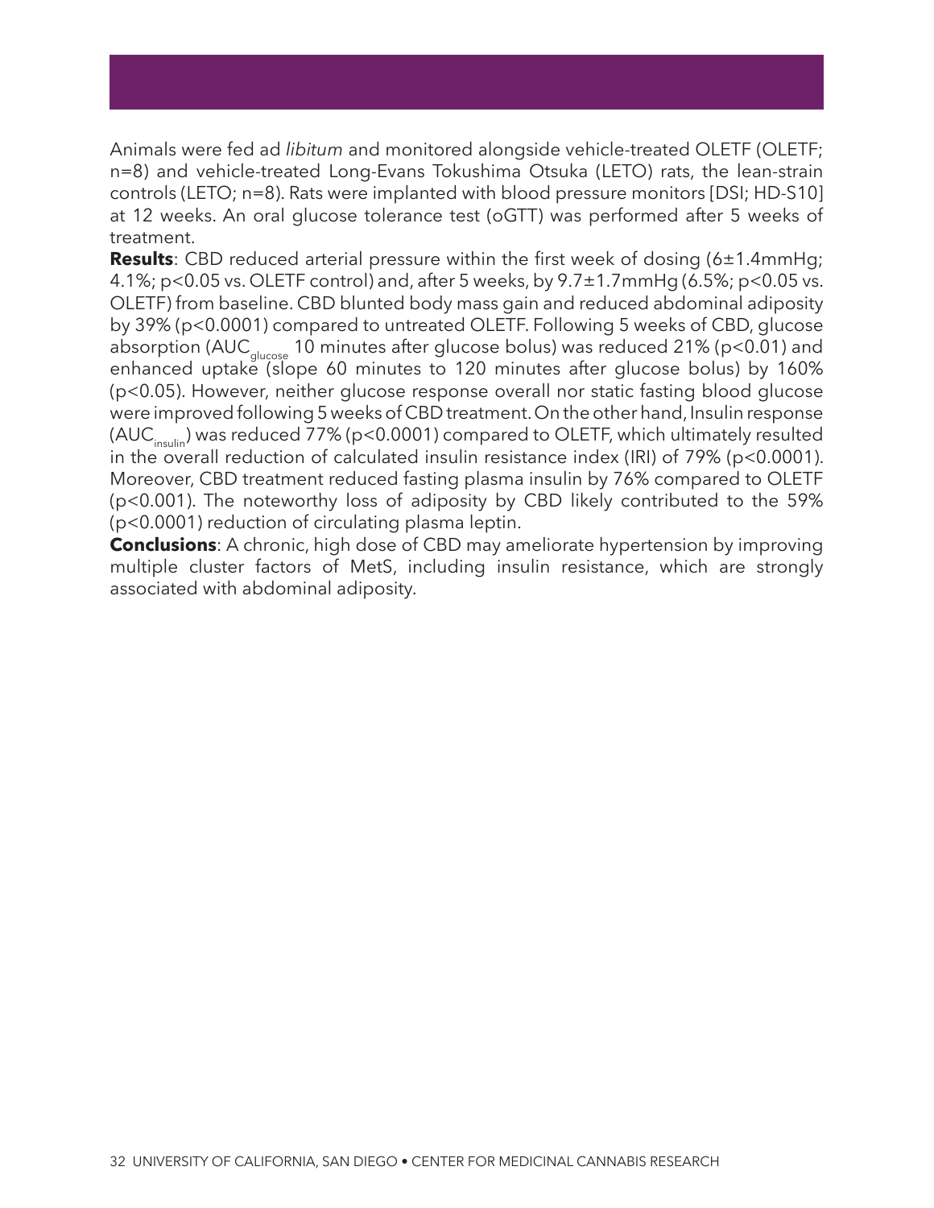Animals were fed ad *libitum* and monitored alongside vehicle-treated OLETF (OLETF; n=8) and vehicle-treated Long-Evans Tokushima Otsuka (LETO) rats, the lean-strain controls (LETO; n=8). Rats were implanted with blood pressure monitors [DSI; HD-S10] at 12 weeks. An oral glucose tolerance test (oGTT) was performed after 5 weeks of treatment.

**Results**: CBD reduced arterial pressure within the first week of dosing (6±1.4mmHg; 4.1%; $p<0.05$ vs. OLETF control) and, after 5 weeks, by 9.7±1.7mmHg (6.5%; $p<0.05$ vs. OLETF) from baseline. CBD blunted body mass gain and reduced abdominal adiposity by 39% ($p<0.0001$) compared to untreated OLETF. Following 5 weeks of CBD, glucose absorption ($AUC_{glucose}$ 10 minutes after glucose bolus) was reduced 21% ($p<0.01$) and enhanced uptake (slope 60 minutes to 120 minutes after glucose bolus) by 160% ($p<0.05$). However, neither glucose response overall nor static fasting blood glucose were improved following 5 weeks of CBD treatment. On the other hand, Insulin response ($AUC_{insulin}$) was reduced 77% ($p<0.0001$) compared to OLETF, which ultimately resulted in the overall reduction of calculated insulin resistance index (IRI) of 79% ($p<0.0001$). Moreover, CBD treatment reduced fasting plasma insulin by 76% compared to OLETF ($p<0.001$). The noteworthy loss of adiposity by CBD likely contributed to the 59% ($p<0.0001$) reduction of circulating plasma leptin.

**Conclusions**: A chronic, high dose of CBD may ameliorate hypertension by improving multiple cluster factors of MetS, including insulin resistance, which are strongly associated with abdominal adiposity.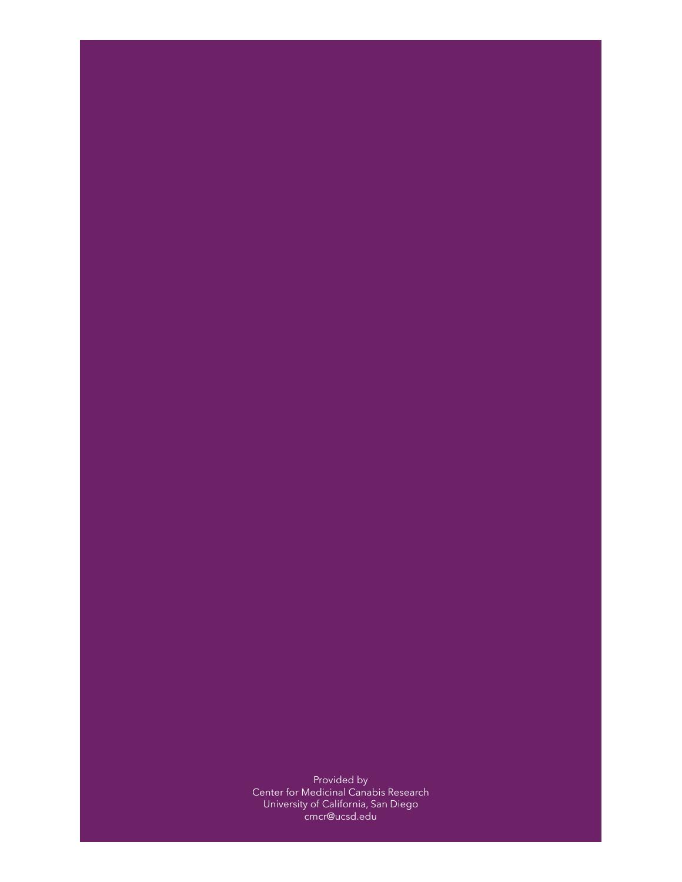Provided by
Center for Medicinal Canabis Research
University of California, San Diego
cmcr@ucsd.edu